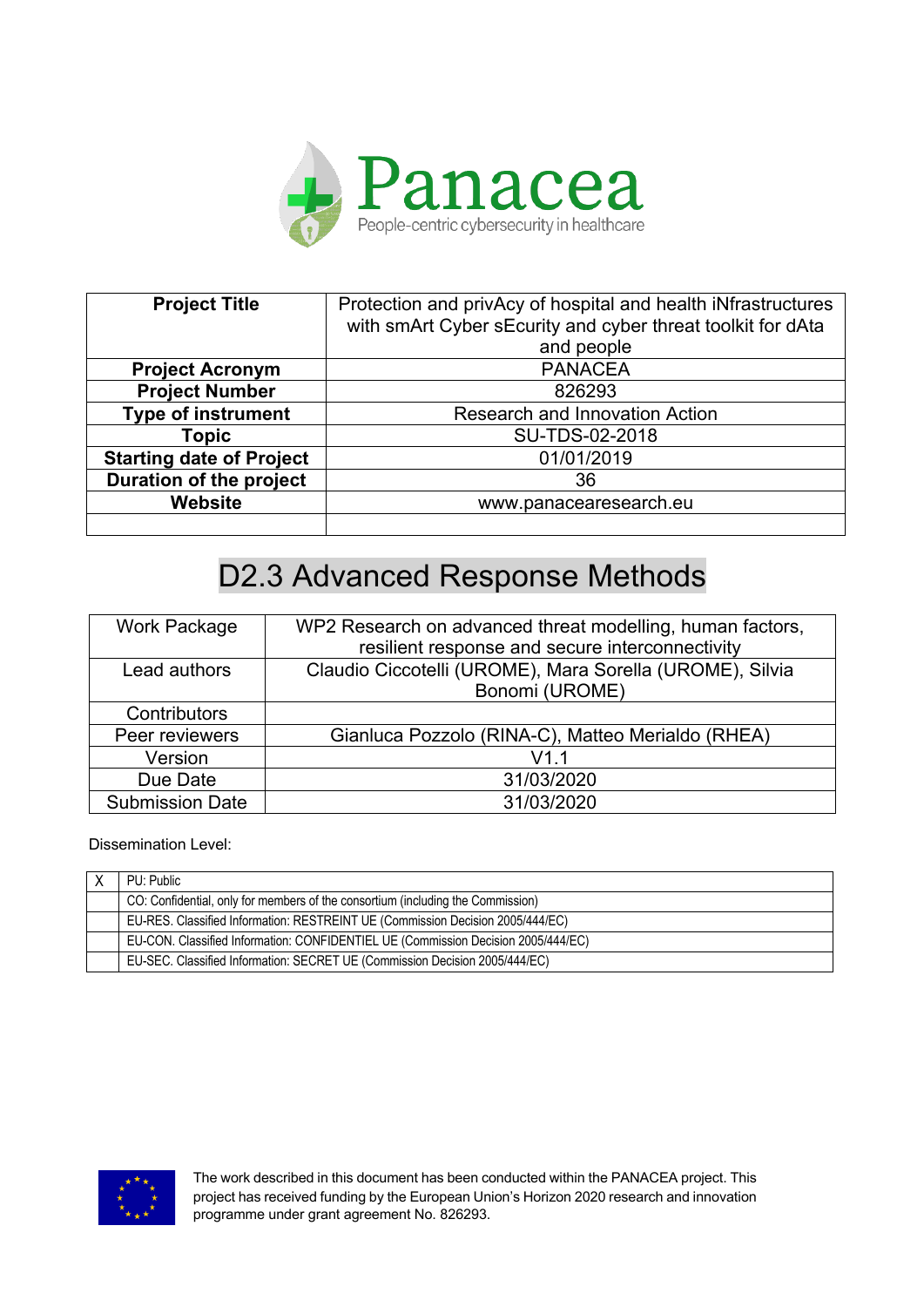Panacea

People-centric cybersecurity in healthcare

| Project Title | Protection and privAcy of hospital and health iNfrastructures with smArt Cyber sEcurity and cyber threat toolkit for dAta and people |
|---|---|
| Project Acronym | PANACEA |
| Project Number | 826293 |
| Type of instrument | Research and Innovation Action |
| Topic | SU-TDS-02-2018 |
| Starting date of Project | 01/01/2019 |
| Duration of the project | 36 |
| Website | www.panacearesearch.eu |
| | |

# D2.3 Advanced Response Methods

| Work Package | WP2 Research on advanced threat modelling, human factors, resilient response and secure interconnectivity |
|---|---|
| Lead authors | Claudio Ciccotelli (UROME), Mara Sorella (UROME), Silvia Bonomi (UROME) |
| Contributors | |
| Peer reviewers | Gianluca Pozzolo (RINA-C), Matteo Merialdo (RHEA) |
| Version | V1.1 |
| Due Date | 31/03/2020 |
| Submission Date | 31/03/2020 |

Dissemination Level:

| | |
|---|---|
| X | PU: Public |
| | CO: Confidential, only for members of the consortium (including the Commission) |
| | EU-RES. Classified Information: RESTREINT UE (Commission Decision 2005/444/EC) |
| | EU-CON. Classified Information: CONFIDENTIEL UE (Commission Decision 2005/444/EC) |
| | EU-SEC. Classified Information: SECRET UE (Commission Decision 2005/444/EC) |

The work described in this document has been conducted within the PANACEA project. This project has received funding by the European Union's Horizon 2020 research and innovation programme under grant agreement No. 826293.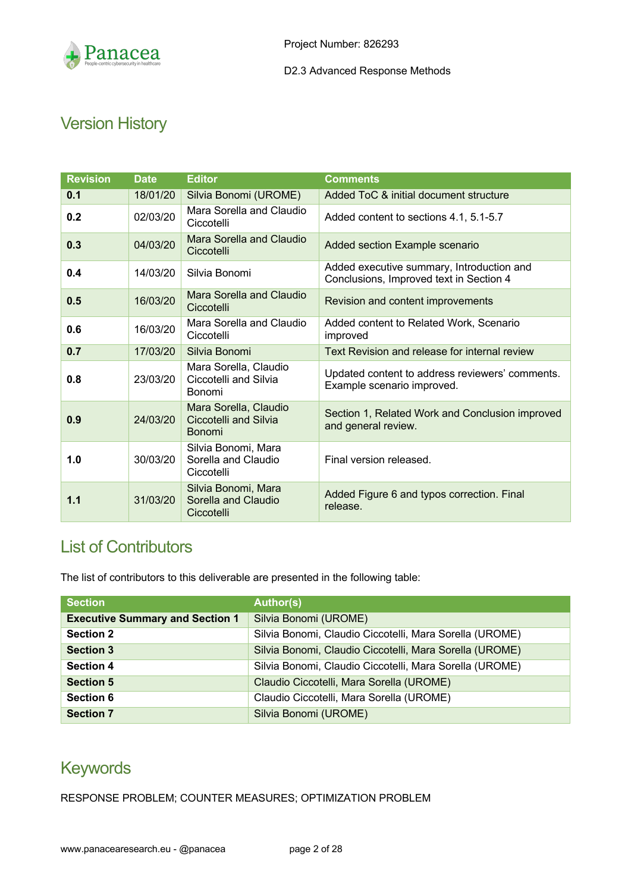## Version History

| Revision | Date | Editor | Comments |
|---|---|---|---|
| **0.1** | 18/01/20 | Silvia Bonomi (UROME) | Added ToC & initial document structure |
| **0.2** | 02/03/20 | Mara Sorella and Claudio Ciccotelli | Added content to sections 4.1, 5.1-5.7 |
| **0.3** | 04/03/20 | Mara Sorella and Claudio Ciccotelli | Added section Example scenario |
| **0.4** | 14/03/20 | Silvia Bonomi | Added executive summary, Introduction and Conclusions, Improved text in Section 4 |
| **0.5** | 16/03/20 | Mara Sorella and Claudio Ciccotelli | Revision and content improvements |
| **0.6** | 16/03/20 | Mara Sorella and Claudio Ciccotelli | Added content to Related Work, Scenario improved |
| **0.7** | 17/03/20 | Silvia Bonomi | Text Revision and release for internal review |
| **0.8** | 23/03/20 | Mara Sorella, Claudio Ciccotelli and Silvia Bonomi | Updated content to address reviewers' comments. Example scenario improved. |
| **0.9** | 24/03/20 | Mara Sorella, Claudio Ciccotelli and Silvia Bonomi | Section 1, Related Work and Conclusion improved and general review. |
| **1.0** | 30/03/20 | Silvia Bonomi, Mara Sorella and Claudio Ciccotelli | Final version released. |
| **1.1** | 31/03/20 | Silvia Bonomi, Mara Sorella and Claudio Ciccotelli | Added Figure 6 and typos correction. Final release. |

## List of Contributors

The list of contributors to this deliverable are presented in the following table:

| Section | Author(s) |
|---|---|
| **Executive Summary and Section 1** | Silvia Bonomi (UROME) |
| **Section 2** | Silvia Bonomi, Claudio Ciccotelli, Mara Sorella (UROME) |
| **Section 3** | Silvia Bonomi, Claudio Ciccotelli, Mara Sorella (UROME) |
| **Section 4** | Silvia Bonomi, Claudio Ciccotelli, Mara Sorella (UROME) |
| **Section 5** | Claudio Ciccotelli, Mara Sorella (UROME) |
| **Section 6** | Claudio Ciccotelli, Mara Sorella (UROME) |
| **Section 7** | Silvia Bonomi (UROME) |

## Keywords

RESPONSE PROBLEM; COUNTER MEASURES; OPTIMIZATION PROBLEM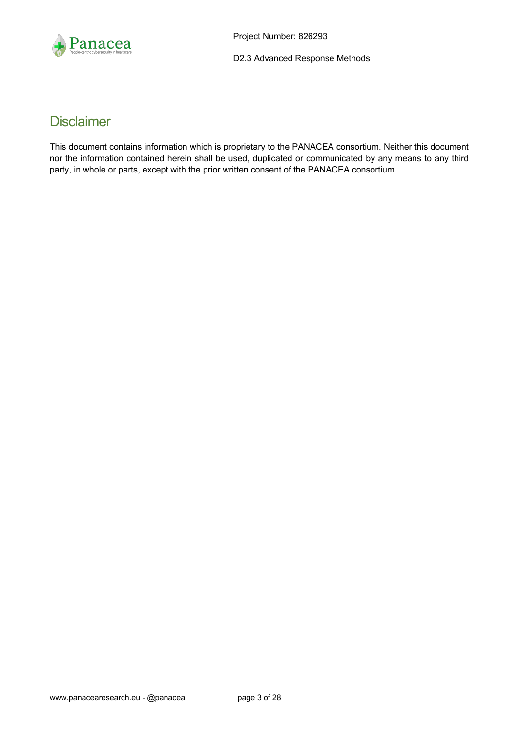## Disclaimer

This document contains information which is proprietary to the PANACEA consortium. Neither this document nor the information contained herein shall be used, duplicated or communicated by any means to any third party, in whole or parts, except with the prior written consent of the PANACEA consortium.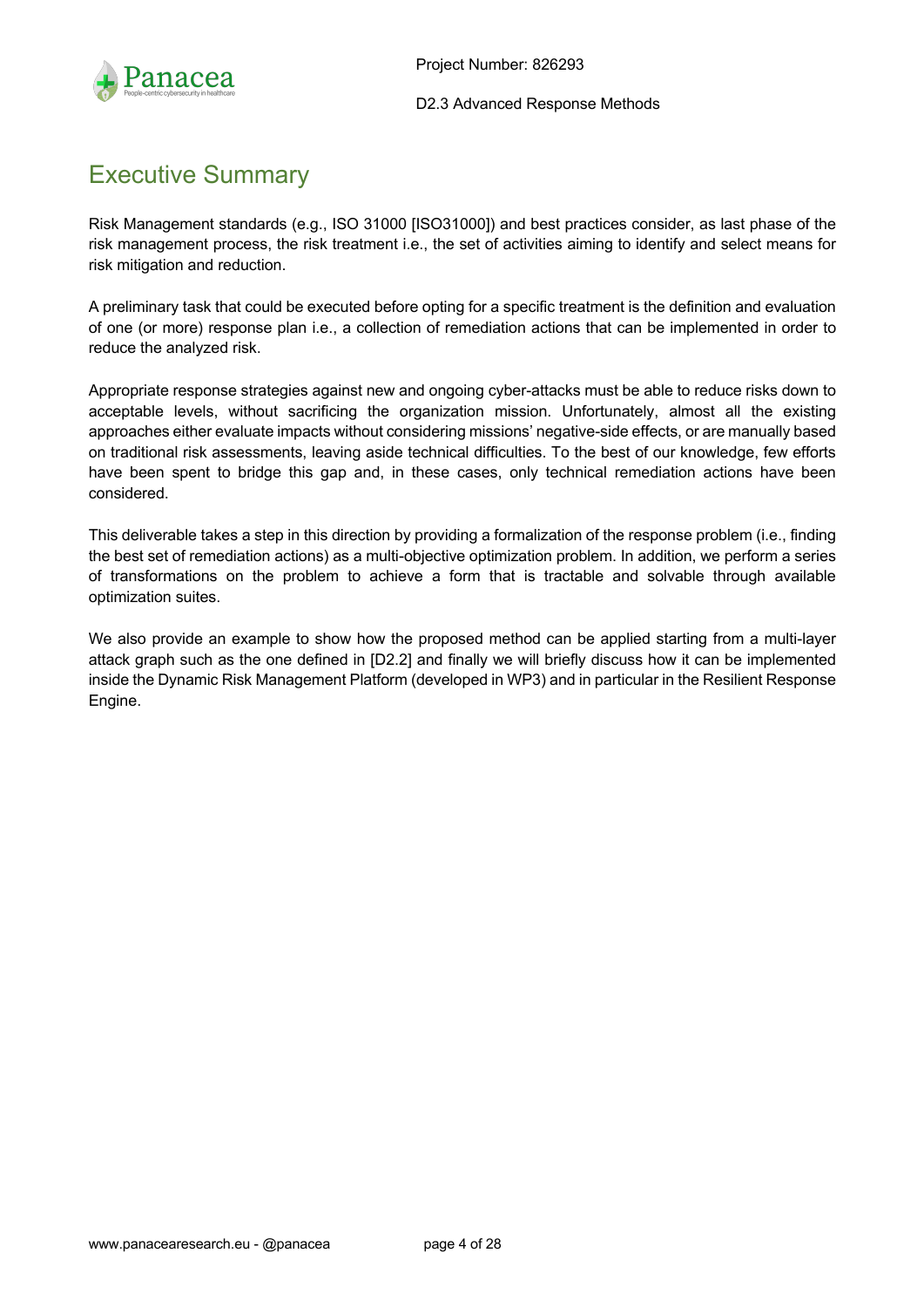# Executive Summary

Risk Management standards (e.g., ISO 31000 [ISO31000]) and best practices consider, as last phase of the risk management process, the risk treatment i.e., the set of activities aiming to identify and select means for risk mitigation and reduction.

A preliminary task that could be executed before opting for a specific treatment is the definition and evaluation of one (or more) response plan i.e., a collection of remediation actions that can be implemented in order to reduce the analyzed risk.

Appropriate response strategies against new and ongoing cyber-attacks must be able to reduce risks down to acceptable levels, without sacrificing the organization mission. Unfortunately, almost all the existing approaches either evaluate impacts without considering missions' negative-side effects, or are manually based on traditional risk assessments, leaving aside technical difficulties. To the best of our knowledge, few efforts have been spent to bridge this gap and, in these cases, only technical remediation actions have been considered.

This deliverable takes a step in this direction by providing a formalization of the response problem (i.e., finding the best set of remediation actions) as a multi-objective optimization problem. In addition, we perform a series of transformations on the problem to achieve a form that is tractable and solvable through available optimization suites.

We also provide an example to show how the proposed method can be applied starting from a multi-layer attack graph such as the one defined in [D2.2] and finally we will briefly discuss how it can be implemented inside the Dynamic Risk Management Platform (developed in WP3) and in particular in the Resilient Response Engine.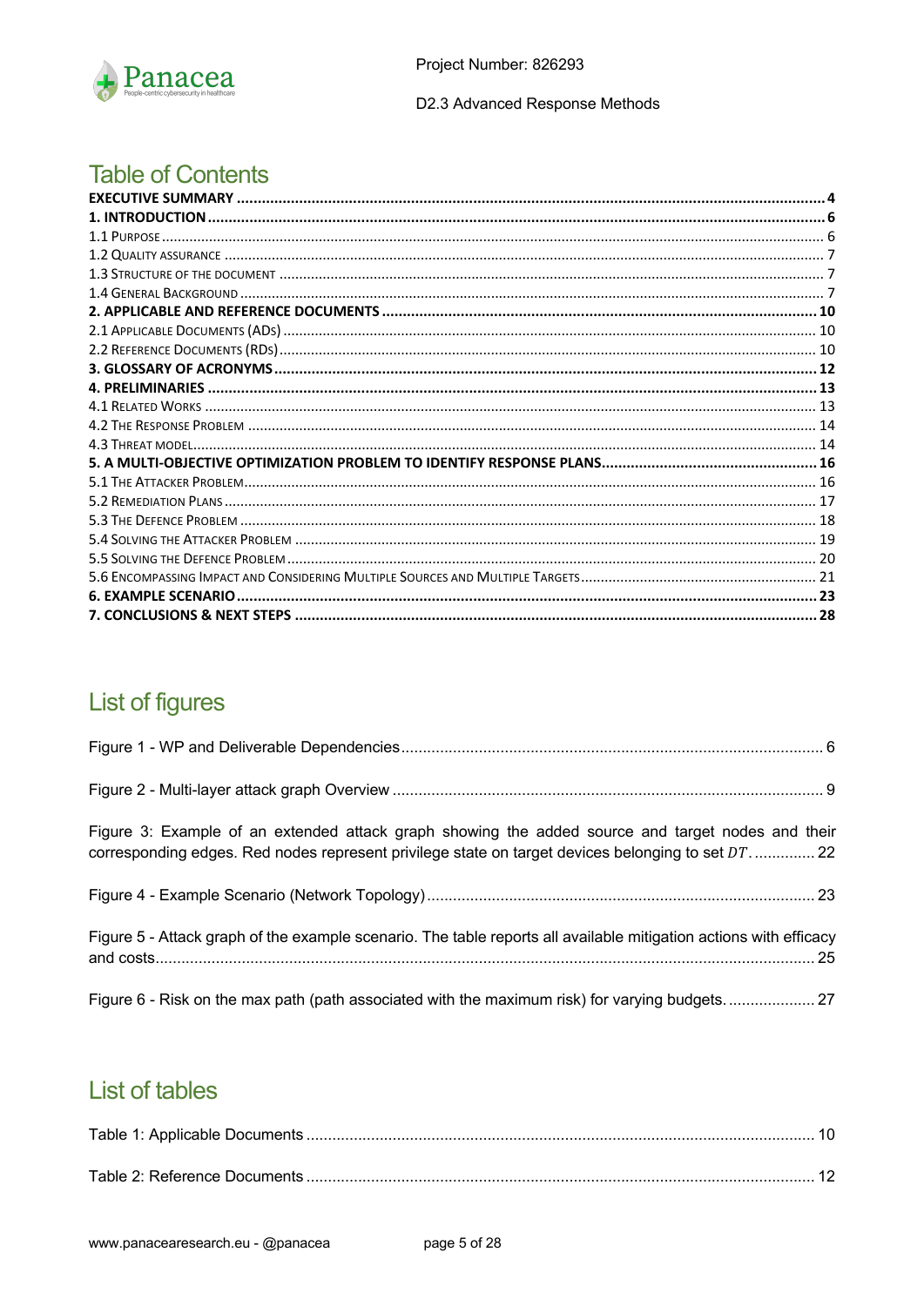# Table of Contents

**EXECUTIVE SUMMARY** .......... 4
**1. INTRODUCTION** .......... 6
1.1 Purpose .......... 6
1.2 Quality assurance .......... 7
1.3 Structure of the document .......... 7
1.4 General Background .......... 7
**2. APPLICABLE AND REFERENCE DOCUMENTS** .......... 10
2.1 Applicable Documents (ADs) .......... 10
2.2 Reference Documents (RDs) .......... 10
**3. GLOSSARY OF ACRONYMS** .......... 12
**4. PRELIMINARIES** .......... 13
4.1 Related Works .......... 13
4.2 The Response Problem .......... 14
4.3 Threat model .......... 14
**5. A MULTI-OBJECTIVE OPTIMIZATION PROBLEM TO IDENTIFY RESPONSE PLANS** .......... 16
5.1 The Attacker Problem .......... 16
5.2 Remediation Plans .......... 17
5.3 The Defence Problem .......... 18
5.4 Solving the Attacker Problem .......... 19
5.5 Solving the Defence Problem .......... 20
5.6 Encompassing Impact and Considering Multiple Sources and Multiple Targets .......... 21
**6. EXAMPLE SCENARIO** .......... 23
**7. CONCLUSIONS & NEXT STEPS** .......... 28

# List of figures

Figure 1 - WP and Deliverable Dependencies .......... 6

Figure 2 - Multi-layer attack graph Overview .......... 9

Figure 3: Example of an extended attack graph showing the added source and target nodes and their corresponding edges. Red nodes represent privilege state on target devices belonging to set $DT$. .......... 22

Figure 4 - Example Scenario (Network Topology) .......... 23

Figure 5 - Attack graph of the example scenario. The table reports all available mitigation actions with efficacy and costs .......... 25

Figure 6 - Risk on the max path (path associated with the maximum risk) for varying budgets. .......... 27

# List of tables

Table 1: Applicable Documents .......... 10

Table 2: Reference Documents .......... 12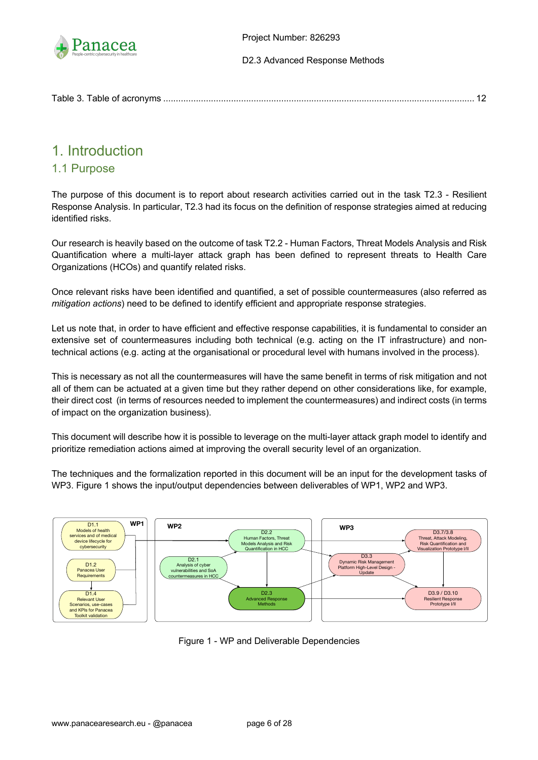Table 3. Table of acronyms ........................................................................................................................ 12

# 1. Introduction

## 1.1 Purpose

The purpose of this document is to report about research activities carried out in the task T2.3 - Resilient Response Analysis. In particular, T2.3 had its focus on the definition of response strategies aimed at reducing identified risks.

Our research is heavily based on the outcome of task T2.2 - Human Factors, Threat Models Analysis and Risk Quantification where a multi-layer attack graph has been defined to represent threats to Health Care Organizations (HCOs) and quantify related risks.

Once relevant risks have been identified and quantified, a set of possible countermeasures (also referred as *mitigation actions*) need to be defined to identify efficient and appropriate response strategies.

Let us note that, in order to have efficient and effective response capabilities, it is fundamental to consider an extensive set of countermeasures including both technical (e.g. acting on the IT infrastructure) and non-technical actions (e.g. acting at the organisational or procedural level with humans involved in the process).

This is necessary as not all the countermeasures will have the same benefit in terms of risk mitigation and not all of them can be actuated at a given time but they rather depend on other considerations like, for example, their direct cost (in terms of resources needed to implement the countermeasures) and indirect costs (in terms of impact on the organization business).

This document will describe how it is possible to leverage on the multi-layer attack graph model to identify and prioritize remediation actions aimed at improving the overall security level of an organization.

The techniques and the formalization reported in this document will be an input for the development tasks of WP3. Figure 1 shows the input/output dependencies between deliverables of WP1, WP2 and WP3.

Figure 1 - WP and Deliverable Dependencies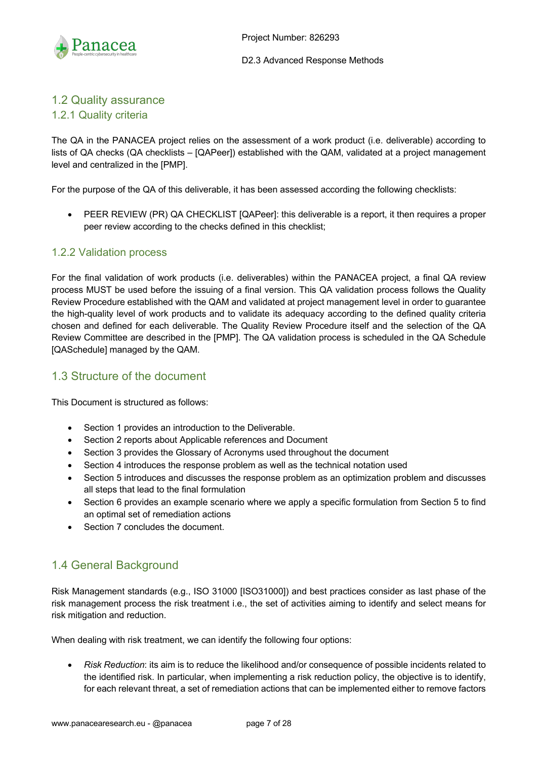## 1.2 Quality assurance

### 1.2.1 Quality criteria

The QA in the PANACEA project relies on the assessment of a work product (i.e. deliverable) according to lists of QA checks (QA checklists – [QAPeer]) established with the QAM, validated at a project management level and centralized in the [PMP].

For the purpose of the QA of this deliverable, it has been assessed according the following checklists:

- PEER REVIEW (PR) QA CHECKLIST [QAPeer]: this deliverable is a report, it then requires a proper peer review according to the checks defined in this checklist;

### 1.2.2 Validation process

For the final validation of work products (i.e. deliverables) within the PANACEA project, a final QA review process MUST be used before the issuing of a final version. This QA validation process follows the Quality Review Procedure established with the QAM and validated at project management level in order to guarantee the high-quality level of work products and to validate its adequacy according to the defined quality criteria chosen and defined for each deliverable. The Quality Review Procedure itself and the selection of the QA Review Committee are described in the [PMP]. The QA validation process is scheduled in the QA Schedule [QASchedule] managed by the QAM.

## 1.3 Structure of the document

This Document is structured as follows:

- Section 1 provides an introduction to the Deliverable.
- Section 2 reports about Applicable references and Document
- Section 3 provides the Glossary of Acronyms used throughout the document
- Section 4 introduces the response problem as well as the technical notation used
- Section 5 introduces and discusses the response problem as an optimization problem and discusses all steps that lead to the final formulation
- Section 6 provides an example scenario where we apply a specific formulation from Section 5 to find an optimal set of remediation actions
- Section 7 concludes the document.

## 1.4 General Background

Risk Management standards (e.g., ISO 31000 [ISO31000]) and best practices consider as last phase of the risk management process the risk treatment i.e., the set of activities aiming to identify and select means for risk mitigation and reduction.

When dealing with risk treatment, we can identify the following four options:

- *Risk Reduction*: its aim is to reduce the likelihood and/or consequence of possible incidents related to the identified risk. In particular, when implementing a risk reduction policy, the objective is to identify, for each relevant threat, a set of remediation actions that can be implemented either to remove factors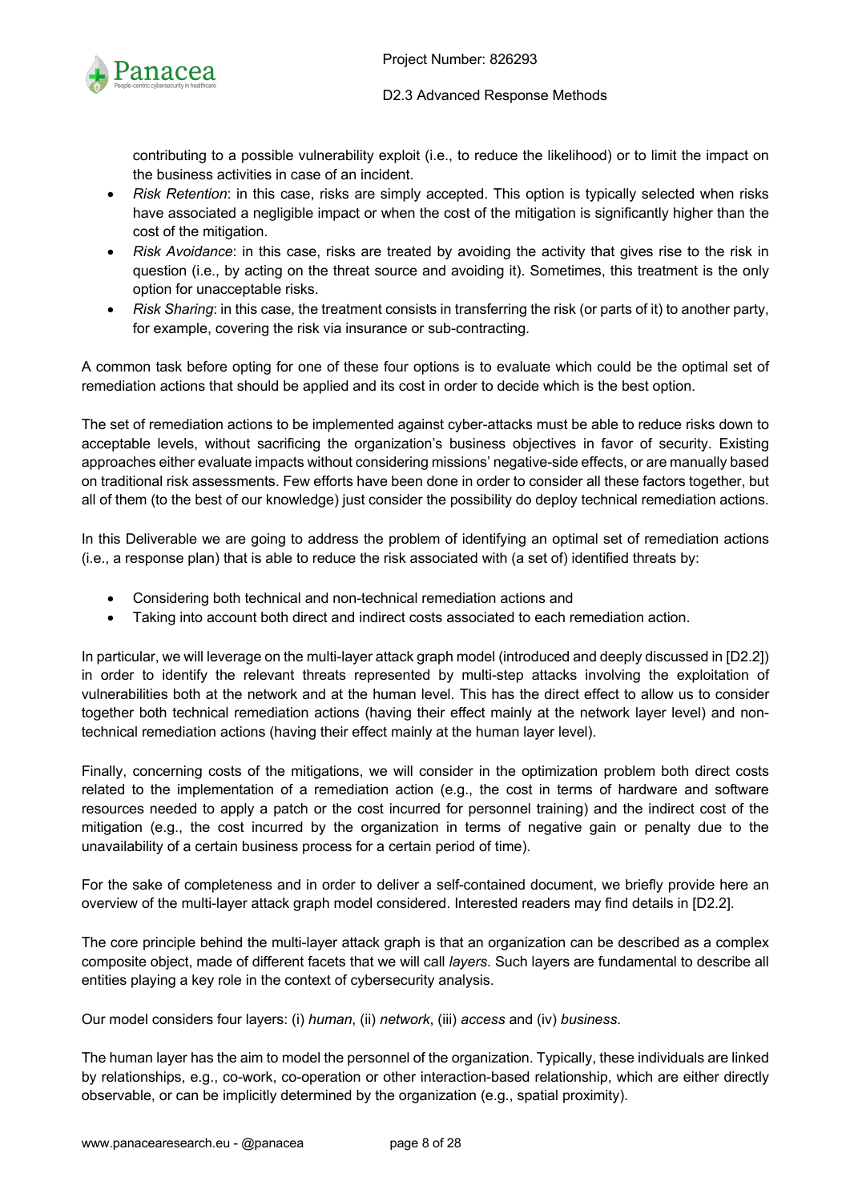contributing to a possible vulnerability exploit (i.e., to reduce the likelihood) or to limit the impact on the business activities in case of an incident.

- *Risk Retention*: in this case, risks are simply accepted. This option is typically selected when risks have associated a negligible impact or when the cost of the mitigation is significantly higher than the cost of the mitigation.
- *Risk Avoidance*: in this case, risks are treated by avoiding the activity that gives rise to the risk in question (i.e., by acting on the threat source and avoiding it). Sometimes, this treatment is the only option for unacceptable risks.
- *Risk Sharing*: in this case, the treatment consists in transferring the risk (or parts of it) to another party, for example, covering the risk via insurance or sub-contracting.

A common task before opting for one of these four options is to evaluate which could be the optimal set of remediation actions that should be applied and its cost in order to decide which is the best option.

The set of remediation actions to be implemented against cyber-attacks must be able to reduce risks down to acceptable levels, without sacrificing the organization's business objectives in favor of security. Existing approaches either evaluate impacts without considering missions' negative-side effects, or are manually based on traditional risk assessments. Few efforts have been done in order to consider all these factors together, but all of them (to the best of our knowledge) just consider the possibility do deploy technical remediation actions.

In this Deliverable we are going to address the problem of identifying an optimal set of remediation actions (i.e., a response plan) that is able to reduce the risk associated with (a set of) identified threats by:

- Considering both technical and non-technical remediation actions and
- Taking into account both direct and indirect costs associated to each remediation action.

In particular, we will leverage on the multi-layer attack graph model (introduced and deeply discussed in [D2.2]) in order to identify the relevant threats represented by multi-step attacks involving the exploitation of vulnerabilities both at the network and at the human level. This has the direct effect to allow us to consider together both technical remediation actions (having their effect mainly at the network layer level) and non-technical remediation actions (having their effect mainly at the human layer level).

Finally, concerning costs of the mitigations, we will consider in the optimization problem both direct costs related to the implementation of a remediation action (e.g., the cost in terms of hardware and software resources needed to apply a patch or the cost incurred for personnel training) and the indirect cost of the mitigation (e.g., the cost incurred by the organization in terms of negative gain or penalty due to the unavailability of a certain business process for a certain period of time).

For the sake of completeness and in order to deliver a self-contained document, we briefly provide here an overview of the multi-layer attack graph model considered. Interested readers may find details in [D2.2].

The core principle behind the multi-layer attack graph is that an organization can be described as a complex composite object, made of different facets that we will call *layers*. Such layers are fundamental to describe all entities playing a key role in the context of cybersecurity analysis.

Our model considers four layers: (i) *human*, (ii) *network*, (iii) *access* and (iv) *business*.

The human layer has the aim to model the personnel of the organization. Typically, these individuals are linked by relationships, e.g., co-work, co-operation or other interaction-based relationship, which are either directly observable, or can be implicitly determined by the organization (e.g., spatial proximity).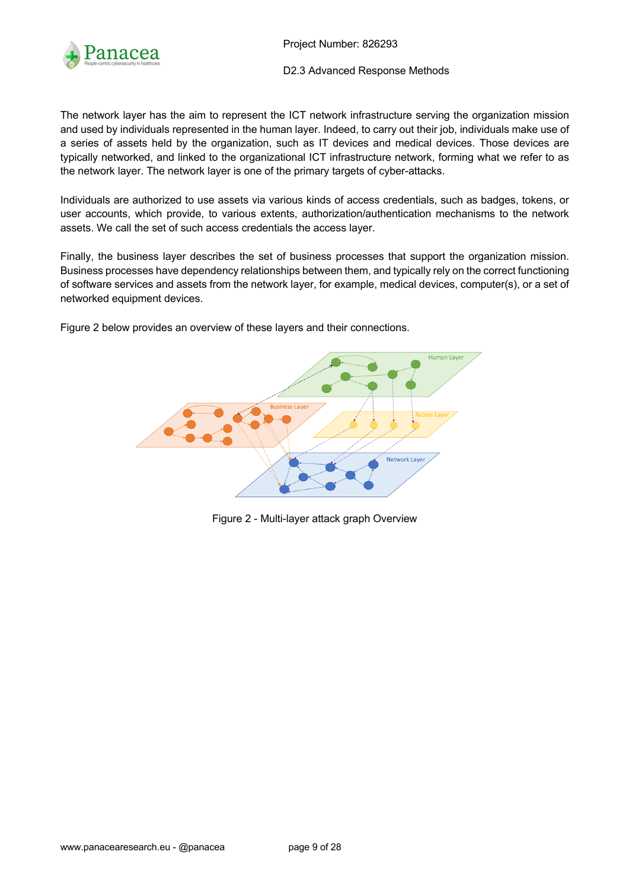The network layer has the aim to represent the ICT network infrastructure serving the organization mission and used by individuals represented in the human layer. Indeed, to carry out their job, individuals make use of a series of assets held by the organization, such as IT devices and medical devices. Those devices are typically networked, and linked to the organizational ICT infrastructure network, forming what we refer to as the network layer. The network layer is one of the primary targets of cyber-attacks.

Individuals are authorized to use assets via various kinds of access credentials, such as badges, tokens, or user accounts, which provide, to various extents, authorization/authentication mechanisms to the network assets. We call the set of such access credentials the access layer.

Finally, the business layer describes the set of business processes that support the organization mission. Business processes have dependency relationships between them, and typically rely on the correct functioning of software services and assets from the network layer, for example, medical devices, computer(s), or a set of networked equipment devices.

Figure 2 below provides an overview of these layers and their connections.

Figure 2 - Multi-layer attack graph Overview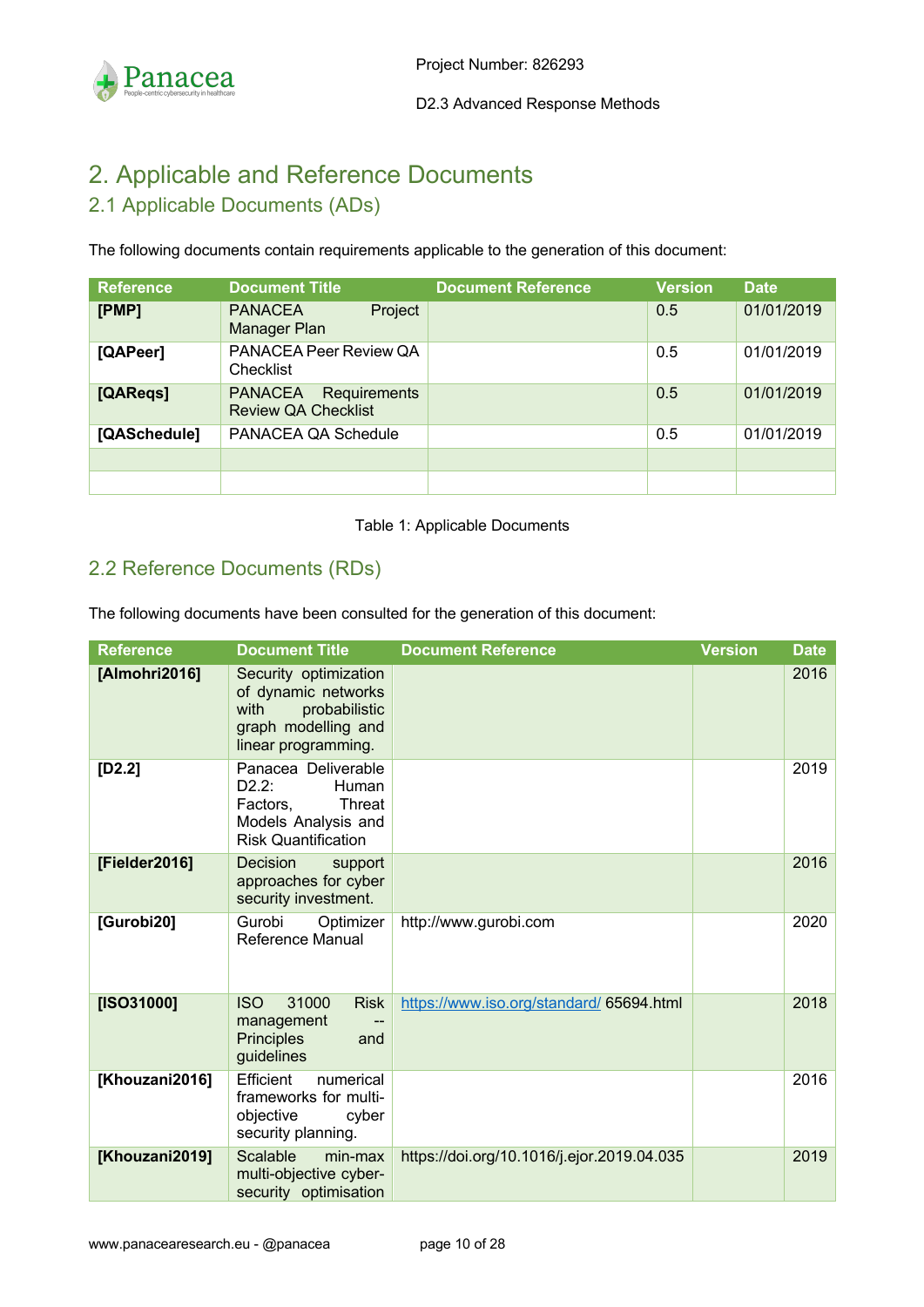# 2. Applicable and Reference Documents

## 2.1 Applicable Documents (ADs)

The following documents contain requirements applicable to the generation of this document:

| Reference | Document Title | Document Reference | Version | Date |
|---|---|---|---|---|
| **[PMP]** | PANACEA Project Manager Plan | | 0.5 | 01/01/2019 |
| **[QAPeer]** | PANACEA Peer Review QA Checklist | | 0.5 | 01/01/2019 |
| **[QAReqs]** | PANACEA Requirements Review QA Checklist | | 0.5 | 01/01/2019 |
| **[QASchedule]** | PANACEA QA Schedule | | 0.5 | 01/01/2019 |
| | | | | |
| | | | | |

Table 1: Applicable Documents

## 2.2 Reference Documents (RDs)

The following documents have been consulted for the generation of this document:

| Reference | Document Title | Document Reference | Version | Date |
|---|---|---|---|---|
| **[Almohri2016]** | Security optimization of dynamic networks with probabilistic graph modelling and linear programming. | | | 2016 |
| **[D2.2]** | Panacea Deliverable D2.2: Human Factors, Threat Models Analysis and Risk Quantification | | | 2019 |
| **[Fielder2016]** | Decision support approaches for cyber security investment. | | | 2016 |
| **[Gurobi20]** | Gurobi Optimizer Reference Manual | http://www.gurobi.com | | 2020 |
| **[ISO31000]** | ISO 31000 Risk management -- Principles and guidelines | https://www.iso.org/standard/ 65694.html | | 2018 |
| **[Khouzani2016]** | Efficient numerical frameworks for multi-objective cyber security planning. | | | 2016 |
| **[Khouzani2019]** | Scalable min-max multi-objective cyber-security optimisation | https://doi.org/10.1016/j.ejor.2019.04.035 | | 2019 |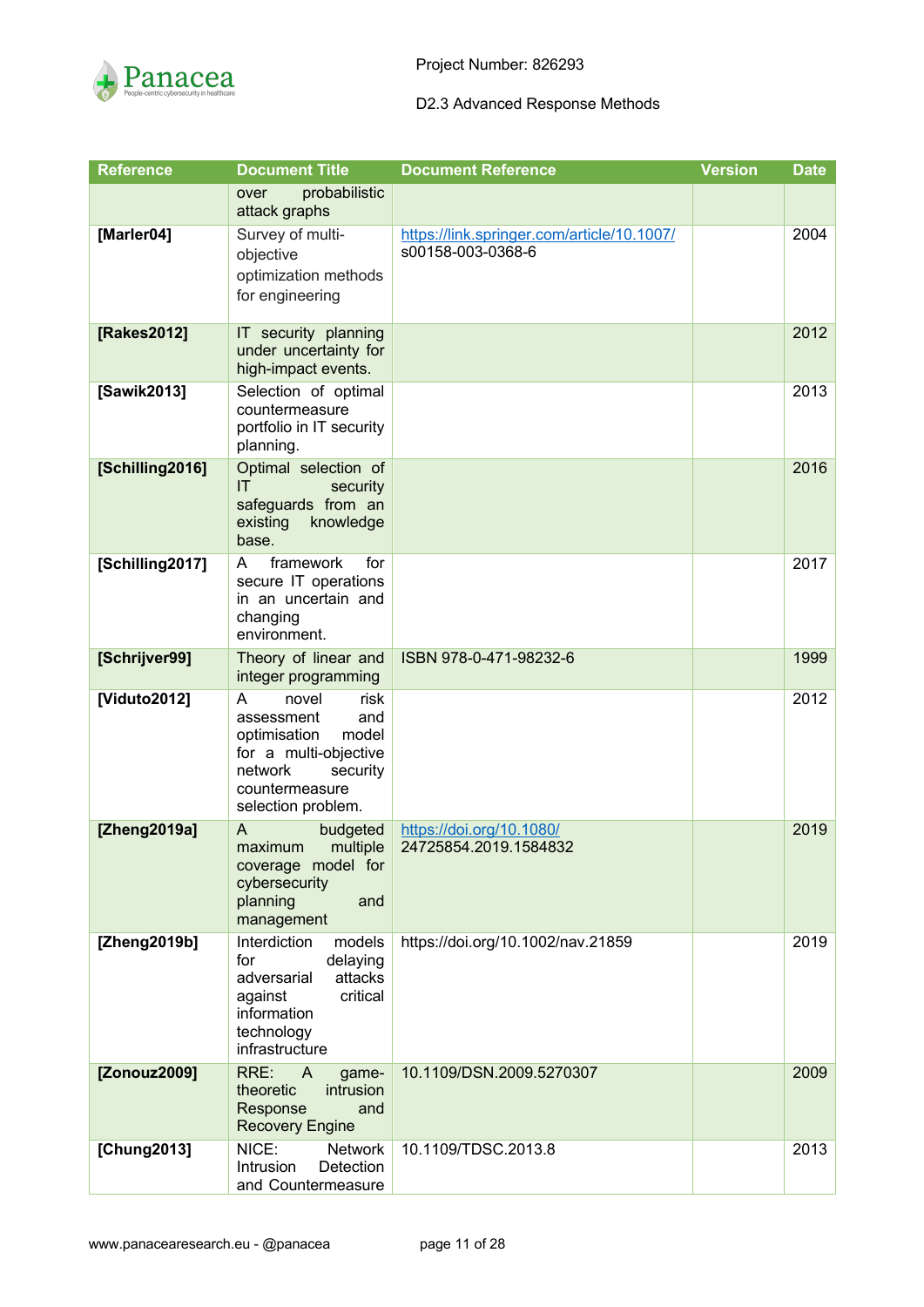| Reference | Document Title | Document Reference | Version | Date |
|---|---|---|---|---|
| | over probabilistic attack graphs | | | |
| **[Marler04]** | Survey of multi-objective optimization methods for engineering | https://link.springer.com/article/10.1007/s00158-003-0368-6 | | 2004 |
| **[Rakes2012]** | IT security planning under uncertainty for high-impact events. | | | 2012 |
| **[Sawik2013]** | Selection of optimal countermeasure portfolio in IT security planning. | | | 2013 |
| **[Schilling2016]** | Optimal selection of IT security safeguards from an existing knowledge base. | | | 2016 |
| **[Schilling2017]** | A framework for secure IT operations in an uncertain and changing environment. | | | 2017 |
| **[Schrijver99]** | Theory of linear and integer programming | ISBN 978-0-471-98232-6 | | 1999 |
| **[Viduto2012]** | A novel risk assessment and optimisation model for a multi-objective network security countermeasure selection problem. | | | 2012 |
| **[Zheng2019a]** | A budgeted maximum multiple coverage model for cybersecurity planning and management | https://doi.org/10.1080/24725854.2019.1584832 | | 2019 |
| **[Zheng2019b]** | Interdiction models for delaying adversarial attacks against critical information technology infrastructure | https://doi.org/10.1002/nav.21859 | | 2019 |
| **[Zonouz2009]** | RRE: A game-theoretic intrusion Response and Recovery Engine | 10.1109/DSN.2009.5270307 | | 2009 |
| **[Chung2013]** | NICE: Network Intrusion Detection and Countermeasure | 10.1109/TDSC.2013.8 | | 2013 |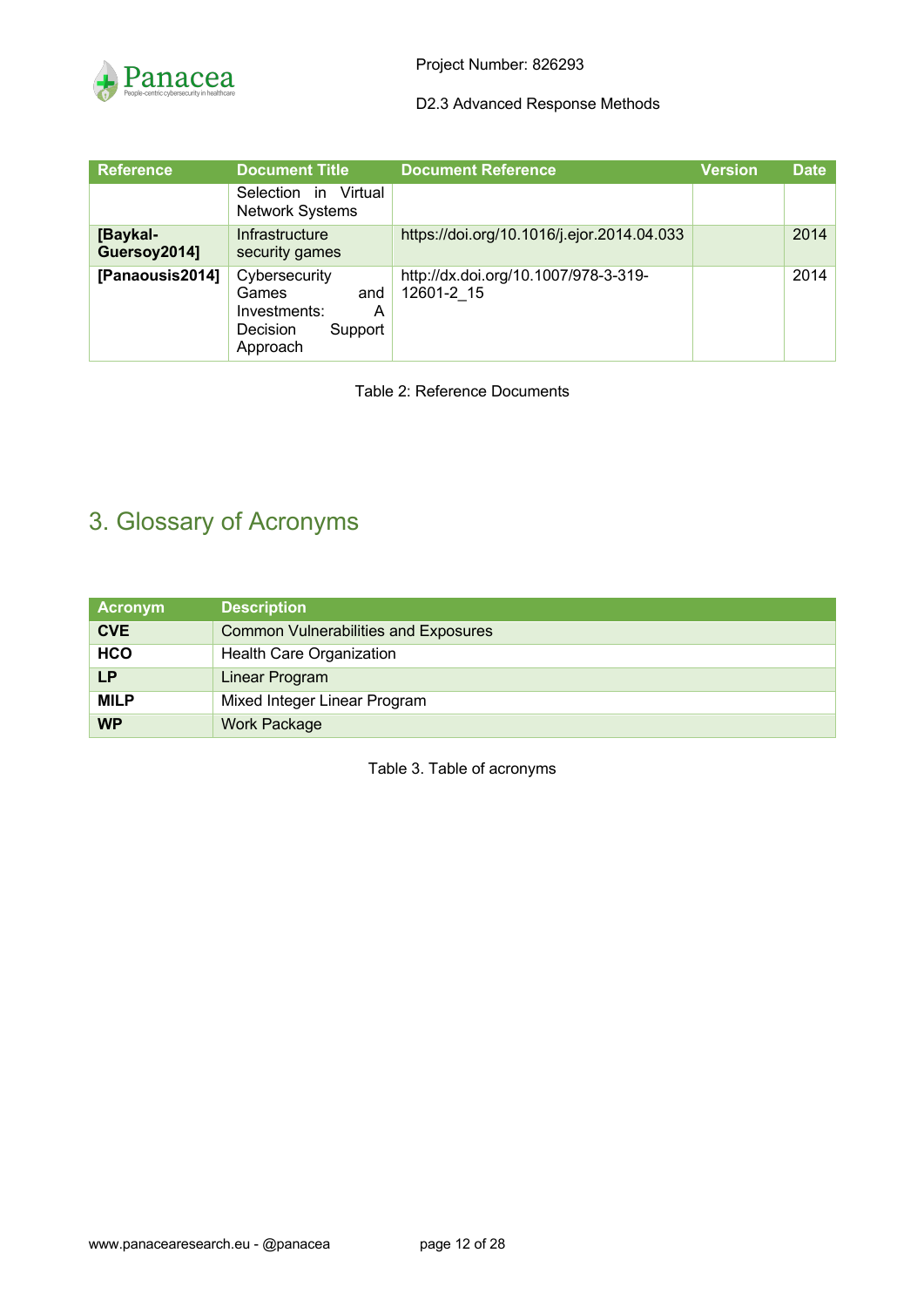| Reference | Document Title | Document Reference | Version | Date |
|---|---|---|---|---|
| | Selection in Virtual Network Systems | | | |
| **[Baykal-Guersoy2014]** | Infrastructure security games | https://doi.org/10.1016/j.ejor.2014.04.033 | | 2014 |
| **[Panaousis2014]** | Cybersecurity Games and Investments: A Decision Support Approach | http://dx.doi.org/10.1007/978-3-319-12601-2_15 | | 2014 |

Table 2: Reference Documents

# 3. Glossary of Acronyms

| Acronym | Description |
|---|---|
| **CVE** | Common Vulnerabilities and Exposures |
| **HCO** | Health Care Organization |
| **LP** | Linear Program |
| **MILP** | Mixed Integer Linear Program |
| **WP** | Work Package |

Table 3. Table of acronyms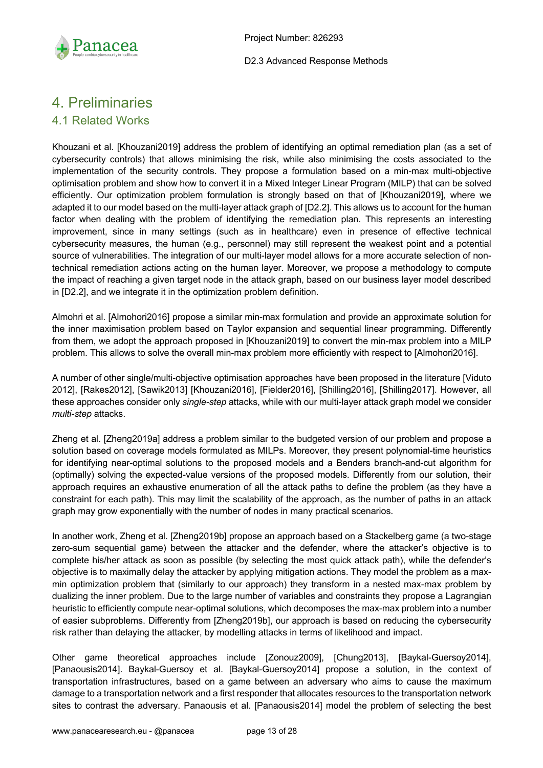# 4. Preliminaries

## 4.1 Related Works

Khouzani et al. [Khouzani2019] address the problem of identifying an optimal remediation plan (as a set of cybersecurity controls) that allows minimising the risk, while also minimising the costs associated to the implementation of the security controls. They propose a formulation based on a min-max multi-objective optimisation problem and show how to convert it in a Mixed Integer Linear Program (MILP) that can be solved efficiently. Our optimization problem formulation is strongly based on that of [Khouzani2019], where we adapted it to our model based on the multi-layer attack graph of [D2.2]. This allows us to account for the human factor when dealing with the problem of identifying the remediation plan. This represents an interesting improvement, since in many settings (such as in healthcare) even in presence of effective technical cybersecurity measures, the human (e.g., personnel) may still represent the weakest point and a potential source of vulnerabilities. The integration of our multi-layer model allows for a more accurate selection of non-technical remediation actions acting on the human layer. Moreover, we propose a methodology to compute the impact of reaching a given target node in the attack graph, based on our business layer model described in [D2.2], and we integrate it in the optimization problem definition.

Almohri et al. [Almohori2016] propose a similar min-max formulation and provide an approximate solution for the inner maximisation problem based on Taylor expansion and sequential linear programming. Differently from them, we adopt the approach proposed in [Khouzani2019] to convert the min-max problem into a MILP problem. This allows to solve the overall min-max problem more efficiently with respect to [Almohori2016].

A number of other single/multi-objective optimisation approaches have been proposed in the literature [Viduto 2012], [Rakes2012], [Sawik2013] [Khouzani2016], [Fielder2016], [Shilling2016], [Shilling2017]. However, all these approaches consider only *single-step* attacks, while with our multi-layer attack graph model we consider *multi-step* attacks.

Zheng et al. [Zheng2019a] address a problem similar to the budgeted version of our problem and propose a solution based on coverage models formulated as MILPs. Moreover, they present polynomial-time heuristics for identifying near-optimal solutions to the proposed models and a Benders branch-and-cut algorithm for (optimally) solving the expected-value versions of the proposed models. Differently from our solution, their approach requires an exhaustive enumeration of all the attack paths to define the problem (as they have a constraint for each path). This may limit the scalability of the approach, as the number of paths in an attack graph may grow exponentially with the number of nodes in many practical scenarios.

In another work, Zheng et al. [Zheng2019b] propose an approach based on a Stackelberg game (a two-stage zero-sum sequential game) between the attacker and the defender, where the attacker's objective is to complete his/her attack as soon as possible (by selecting the most quick attack path), while the defender's objective is to maximally delay the attacker by applying mitigation actions. They model the problem as a max-min optimization problem that (similarly to our approach) they transform in a nested max-max problem by dualizing the inner problem. Due to the large number of variables and constraints they propose a Lagrangian heuristic to efficiently compute near-optimal solutions, which decomposes the max-max problem into a number of easier subproblems. Differently from [Zheng2019b], our approach is based on reducing the cybersecurity risk rather than delaying the attacker, by modelling attacks in terms of likelihood and impact.

Other game theoretical approaches include [Zonouz2009], [Chung2013], [Baykal-Guersoy2014], [Panaousis2014]. Baykal-Guersoy et al. [Baykal-Guersoy2014] propose a solution, in the context of transportation infrastructures, based on a game between an adversary who aims to cause the maximum damage to a transportation network and a first responder that allocates resources to the transportation network sites to contrast the adversary. Panaousis et al. [Panaousis2014] model the problem of selecting the best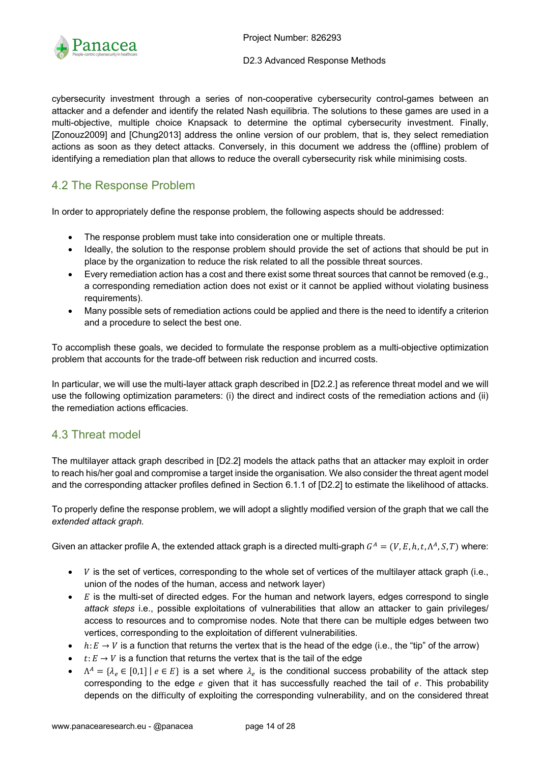cybersecurity investment through a series of non-cooperative cybersecurity control-games between an attacker and a defender and identify the related Nash equilibria. The solutions to these games are used in a multi-objective, multiple choice Knapsack to determine the optimal cybersecurity investment. Finally, [Zonouz2009] and [Chung2013] address the online version of our problem, that is, they select remediation actions as soon as they detect attacks. Conversely, in this document we address the (offline) problem of identifying a remediation plan that allows to reduce the overall cybersecurity risk while minimising costs.

## 4.2 The Response Problem

In order to appropriately define the response problem, the following aspects should be addressed:

- The response problem must take into consideration one or multiple threats.
- Ideally, the solution to the response problem should provide the set of actions that should be put in place by the organization to reduce the risk related to all the possible threat sources.
- Every remediation action has a cost and there exist some threat sources that cannot be removed (e.g., a corresponding remediation action does not exist or it cannot be applied without violating business requirements).
- Many possible sets of remediation actions could be applied and there is the need to identify a criterion and a procedure to select the best one.

To accomplish these goals, we decided to formulate the response problem as a multi-objective optimization problem that accounts for the trade-off between risk reduction and incurred costs.

In particular, we will use the multi-layer attack graph described in [D2.2.] as reference threat model and we will use the following optimization parameters: (i) the direct and indirect costs of the remediation actions and (ii) the remediation actions efficacies.

## 4.3 Threat model

The multilayer attack graph described in [D2.2] models the attack paths that an attacker may exploit in order to reach his/her goal and compromise a target inside the organisation. We also consider the threat agent model and the corresponding attacker profiles defined in Section 6.1.1 of [D2.2] to estimate the likelihood of attacks.

To properly define the response problem, we will adopt a slightly modified version of the graph that we call the *extended attack graph.*

Given an attacker profile A, the extended attack graph is a directed multi-graph $G^A = (V, E, h, t, \Lambda^A, S, T)$ where:

- $V$ is the set of vertices, corresponding to the whole set of vertices of the multilayer attack graph (i.e., union of the nodes of the human, access and network layer)
- $E$ is the multi-set of directed edges. For the human and network layers, edges correspond to single *attack steps* i.e., possible exploitations of vulnerabilities that allow an attacker to gain privileges/ access to resources and to compromise nodes. Note that there can be multiple edges between two vertices, corresponding to the exploitation of different vulnerabilities.
- $h: E \rightarrow V$ is a function that returns the vertex that is the head of the edge (i.e., the "tip" of the arrow)
- $t: E \rightarrow V$ is a function that returns the vertex that is the tail of the edge
- $\Lambda^A = \{\lambda_e \in [0,1] \mid e \in E\}$ is a set where $\lambda_e$ is the conditional success probability of the attack step corresponding to the edge $e$ given that it has successfully reached the tail of $e$. This probability depends on the difficulty of exploiting the corresponding vulnerability, and on the considered threat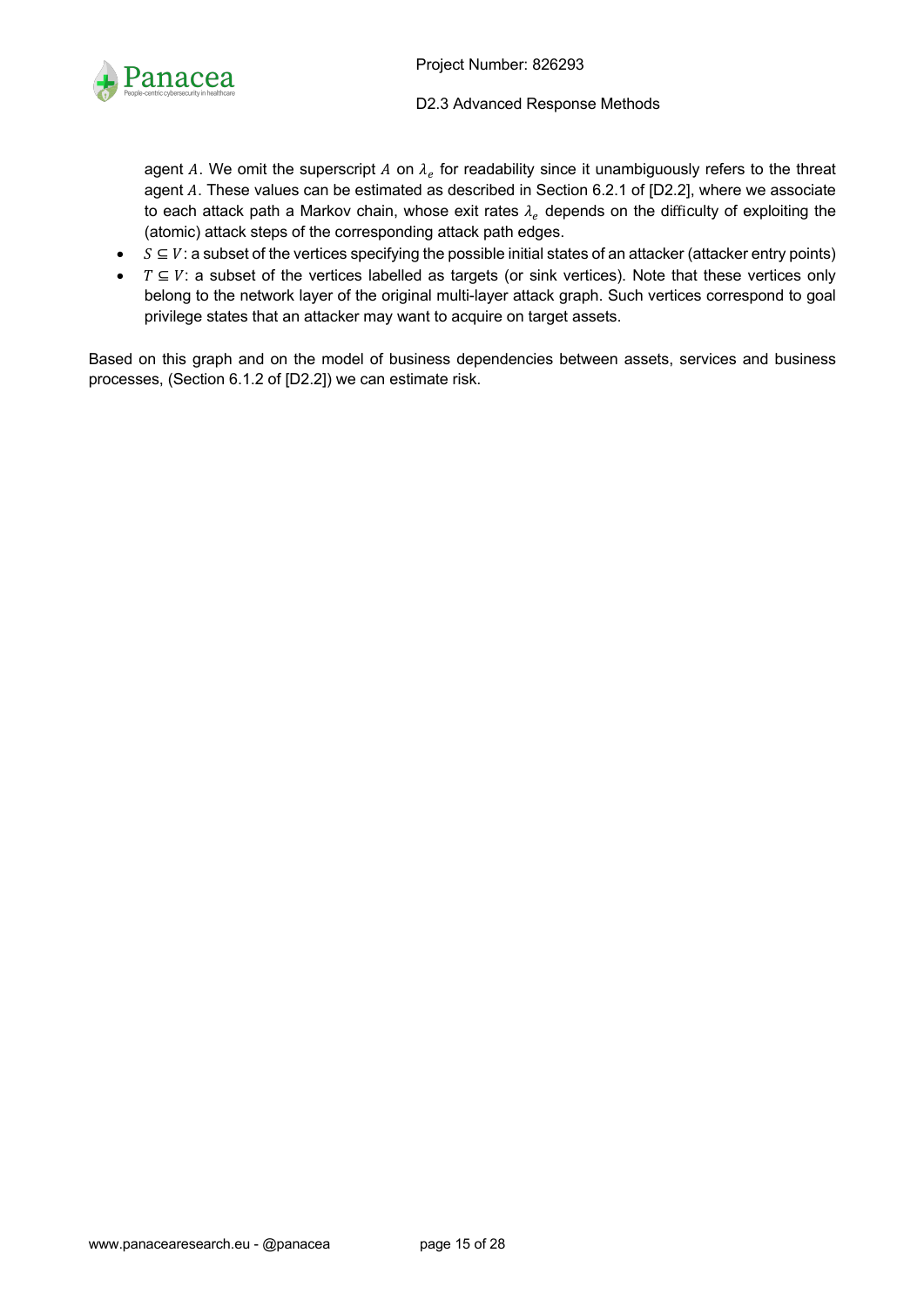agent $A$. We omit the superscript $A$ on $\lambda_e$ for readability since it unambiguously refers to the threat agent $A$. These values can be estimated as described in Section 6.2.1 of [D2.2], where we associate to each attack path a Markov chain, whose exit rates $\lambda_e$ depends on the difficulty of exploiting the (atomic) attack steps of the corresponding attack path edges.

- $S \subseteq V$: a subset of the vertices specifying the possible initial states of an attacker (attacker entry points)
- $T \subseteq V$: a subset of the vertices labelled as targets (or sink vertices). Note that these vertices only belong to the network layer of the original multi-layer attack graph. Such vertices correspond to goal privilege states that an attacker may want to acquire on target assets.

Based on this graph and on the model of business dependencies between assets, services and business processes, (Section 6.1.2 of [D2.2]) we can estimate risk.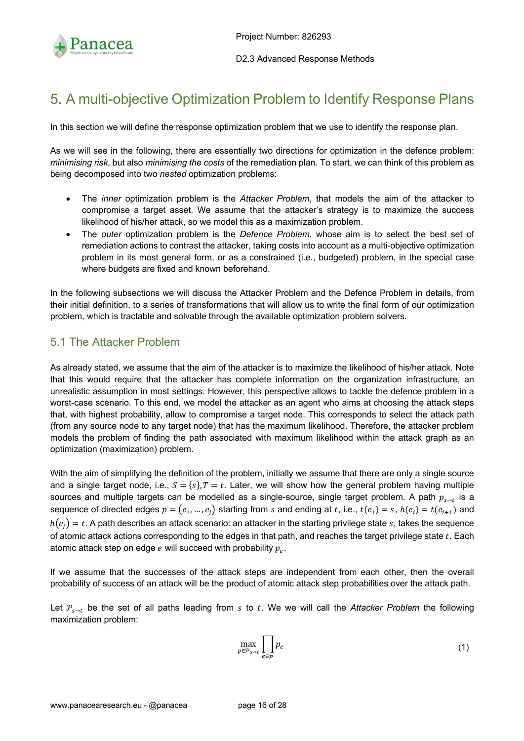# 5. A multi-objective Optimization Problem to Identify Response Plans

In this section we will define the response optimization problem that we use to identify the response plan.

As we will see in the following, there are essentially two directions for optimization in the defence problem: *minimising risk*, but also *minimising the costs* of the remediation plan. To start, we can think of this problem as being decomposed into two *nested* optimization problems:

- The *inner* optimization problem is the *Attacker Problem*, that models the aim of the attacker to compromise a target asset. We assume that the attacker's strategy is to maximize the success likelihood of his/her attack, so we model this as a maximization problem.
- The *outer* optimization problem is the *Defence Problem*, whose aim is to select the best set of remediation actions to contrast the attacker, taking costs into account as a multi-objective optimization problem in its most general form, or as a constrained (i.e., budgeted) problem, in the special case where budgets are fixed and known beforehand.

In the following subsections we will discuss the Attacker Problem and the Defence Problem in details, from their initial definition, to a series of transformations that will allow us to write the final form of our optimization problem, which is tractable and solvable through the available optimization problem solvers.

## 5.1 The Attacker Problem

As already stated, we assume that the aim of the attacker is to maximize the likelihood of his/her attack. Note that this would require that the attacker has complete information on the organization infrastructure, an unrealistic assumption in most settings. However, this perspective allows to tackle the defence problem in a worst-case scenario. To this end, we model the attacker as an agent who aims at choosing the attack steps that, with highest probability, allow to compromise a target node. This corresponds to select the attack path (from any source node to any target node) that has the maximum likelihood. Therefore, the attacker problem models the problem of finding the path associated with maximum likelihood within the attack graph as an optimization (maximization) problem.

With the aim of simplifying the definition of the problem, initially we assume that there are only a single source and a single target node, i.e., $S = \{s\}, T = t$. Later, we will show how the general problem having multiple sources and multiple targets can be modelled as a single-source, single target problem. A path $p_{s \to t}$ is a sequence of directed edges $p = (e_1, \ldots, e_j)$ starting from $s$ and ending at $t$, i.e., $t(e_1) = s$, $h(e_i) = t(e_{i+1})$ and $h(e_j) = t$. A path describes an attack scenario: an attacker in the starting privilege state $s$, takes the sequence of atomic attack actions corresponding to the edges in that path, and reaches the target privilege state $t$. Each atomic attack step on edge $e$ will succeed with probability $p_e$.

If we assume that the successes of the attack steps are independent from each other, then the overall probability of success of an attack will be the product of atomic attack step probabilities over the attack path.

Let $\mathcal{P}_{s \to t}$ be the set of all paths leading from $s$ to $t$. We we will call the *Attacker Problem* the following maximization problem:

$$\max_{p \in \mathcal{P}_{s \to t}} \prod_{e \in p} p_e \tag{1}$$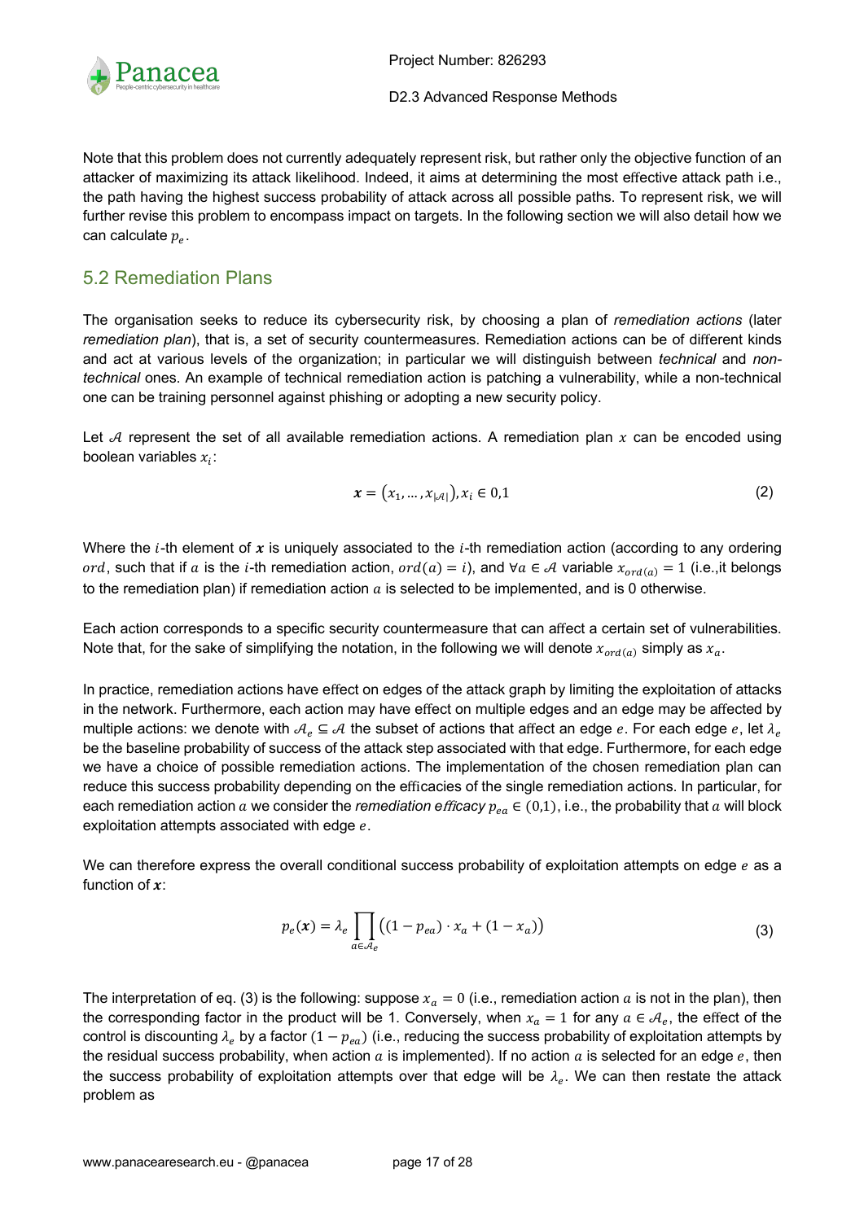Note that this problem does not currently adequately represent risk, but rather only the objective function of an attacker of maximizing its attack likelihood. Indeed, it aims at determining the most effective attack path i.e., the path having the highest success probability of attack across all possible paths. To represent risk, we will further revise this problem to encompass impact on targets. In the following section we will also detail how we can calculate $p_e$.

## 5.2 Remediation Plans

The organisation seeks to reduce its cybersecurity risk, by choosing a plan of *remediation actions* (later *remediation plan*), that is, a set of security countermeasures. Remediation actions can be of different kinds and act at various levels of the organization; in particular we will distinguish between *technical* and *non-technical* ones. An example of technical remediation action is patching a vulnerability, while a non-technical one can be training personnel against phishing or adopting a new security policy.

Let $\mathcal{A}$ represent the set of all available remediation actions. A remediation plan $x$ can be encoded using boolean variables $x_i$:

$$\boldsymbol{x} = \left(x_1, \dots, x_{|\mathcal{A}|}\right), x_i \in 0{,}1 \tag{2}$$

Where the $i$-th element of $\boldsymbol{x}$ is uniquely associated to the $i$-th remediation action (according to any ordering $ord$, such that if $a$ is the $i$-th remediation action, $ord(a) = i$), and $\forall a \in \mathcal{A}$ variable $x_{ord(a)} = 1$ (i.e.,it belongs to the remediation plan) if remediation action $a$ is selected to be implemented, and is 0 otherwise.

Each action corresponds to a specific security countermeasure that can affect a certain set of vulnerabilities. Note that, for the sake of simplifying the notation, in the following we will denote $x_{ord(a)}$ simply as $x_a$.

In practice, remediation actions have effect on edges of the attack graph by limiting the exploitation of attacks in the network. Furthermore, each action may have effect on multiple edges and an edge may be affected by multiple actions: we denote with $\mathcal{A}_e \subseteq \mathcal{A}$ the subset of actions that affect an edge $e$. For each edge $e$, let $\lambda_e$ be the baseline probability of success of the attack step associated with that edge. Furthermore, for each edge we have a choice of possible remediation actions. The implementation of the chosen remediation plan can reduce this success probability depending on the efficacies of the single remediation actions. In particular, for each remediation action $a$ we consider the *remediation efficacy* $p_{ea} \in (0,1)$, i.e., the probability that $a$ will block exploitation attempts associated with edge $e$.

We can therefore express the overall conditional success probability of exploitation attempts on edge $e$ as a function of $\boldsymbol{x}$:

$$p_e(\boldsymbol{x}) = \lambda_e \prod_{a \in \mathcal{A}_e} \left((1 - p_{ea}) \cdot x_a + (1 - x_a)\right) \tag{3}$$

The interpretation of eq. (3) is the following: suppose $x_a = 0$ (i.e., remediation action $a$ is not in the plan), then the corresponding factor in the product will be 1. Conversely, when $x_a = 1$ for any $a \in \mathcal{A}_e$, the effect of the control is discounting $\lambda_e$ by a factor $(1 - p_{ea})$ (i.e., reducing the success probability of exploitation attempts by the residual success probability, when action $a$ is implemented). If no action $a$ is selected for an edge $e$, then the success probability of exploitation attempts over that edge will be $\lambda_e$. We can then restate the attack problem as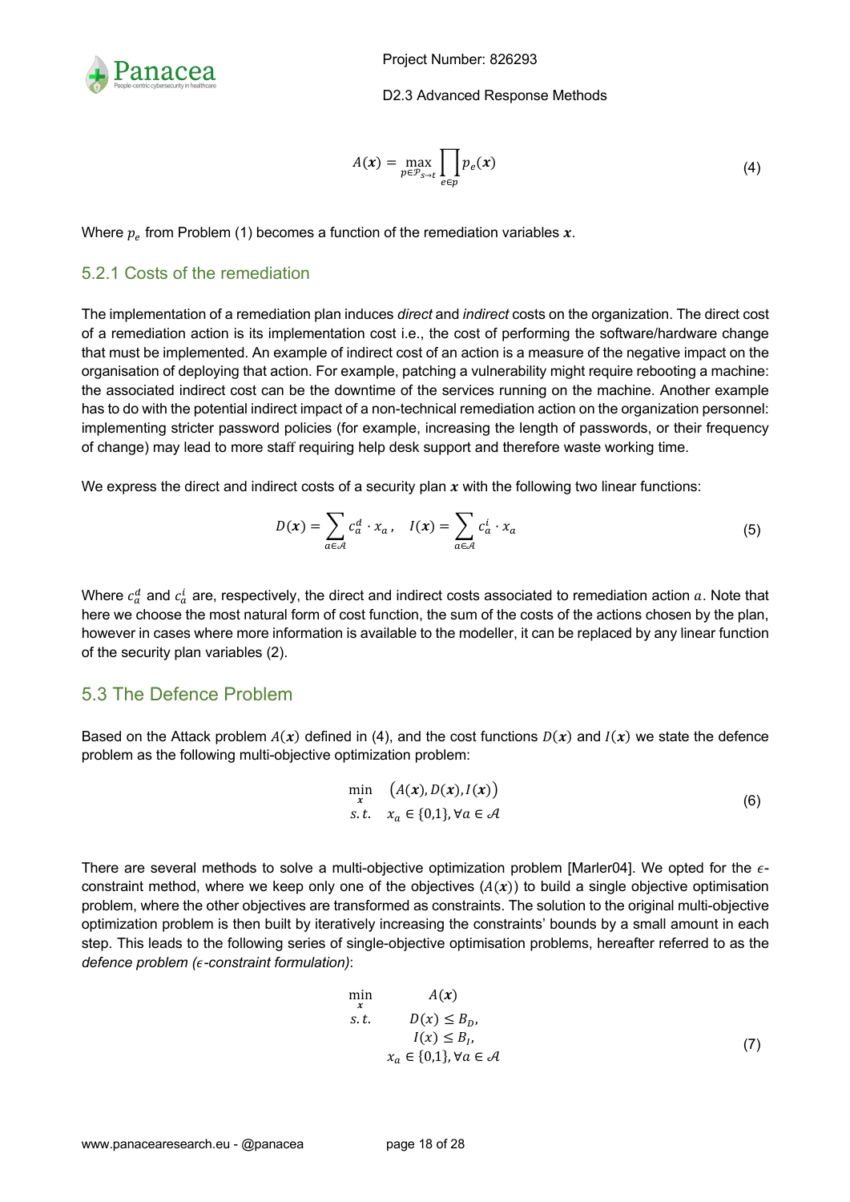$$A(\boldsymbol{x}) = \max_{p \in \mathcal{P}_{s \to t}} \prod_{e \in p} p_e(\boldsymbol{x}) \tag{4}$$

Where $p_e$ from Problem (1) becomes a function of the remediation variables $\boldsymbol{x}$.

### 5.2.1 Costs of the remediation

The implementation of a remediation plan induces *direct* and *indirect* costs on the organization. The direct cost of a remediation action is its implementation cost i.e., the cost of performing the software/hardware change that must be implemented. An example of indirect cost of an action is a measure of the negative impact on the organisation of deploying that action. For example, patching a vulnerability might require rebooting a machine: the associated indirect cost can be the downtime of the services running on the machine. Another example has to do with the potential indirect impact of a non-technical remediation action on the organization personnel: implementing stricter password policies (for example, increasing the length of passwords, or their frequency of change) may lead to more staff requiring help desk support and therefore waste working time.

We express the direct and indirect costs of a security plan $\boldsymbol{x}$ with the following two linear functions:

$$D(\boldsymbol{x}) = \sum_{a \in \mathcal{A}} c_a^d \cdot x_a \,, \quad I(\boldsymbol{x}) = \sum_{a \in \mathcal{A}} c_a^i \cdot x_a \tag{5}$$

Where $c_a^d$ and $c_a^i$ are, respectively, the direct and indirect costs associated to remediation action $a$. Note that here we choose the most natural form of cost function, the sum of the costs of the actions chosen by the plan, however in cases where more information is available to the modeller, it can be replaced by any linear function of the security plan variables (2).

## 5.3 The Defence Problem

Based on the Attack problem $A(\boldsymbol{x})$ defined in (4), and the cost functions $D(\boldsymbol{x})$ and $I(\boldsymbol{x})$ we state the defence problem as the following multi-objective optimization problem:

$$\begin{aligned} \min_{\boldsymbol{x}} \quad & \left(A(\boldsymbol{x}), D(\boldsymbol{x}), I(\boldsymbol{x})\right) \\ s.t. \quad & x_a \in \{0,1\}, \forall a \in \mathcal{A} \end{aligned} \tag{6}$$

There are several methods to solve a multi-objective optimization problem [Marler04]. We opted for the $\epsilon$-constraint method, where we keep only one of the objectives ($A(\boldsymbol{x})$) to build a single objective optimisation problem, where the other objectives are transformed as constraints. The solution to the original multi-objective optimization problem is then built by iteratively increasing the constraints' bounds by a small amount in each step. This leads to the following series of single-objective optimisation problems, hereafter referred to as the *defence problem ($\epsilon$-constraint formulation)*:

$$\begin{aligned} \min_{\boldsymbol{x}} \quad & A(\boldsymbol{x}) \\ s.t. \quad & D(x) \le B_D, \\ & I(x) \le B_I, \\ & x_a \in \{0,1\}, \forall a \in \mathcal{A} \end{aligned} \tag{7}$$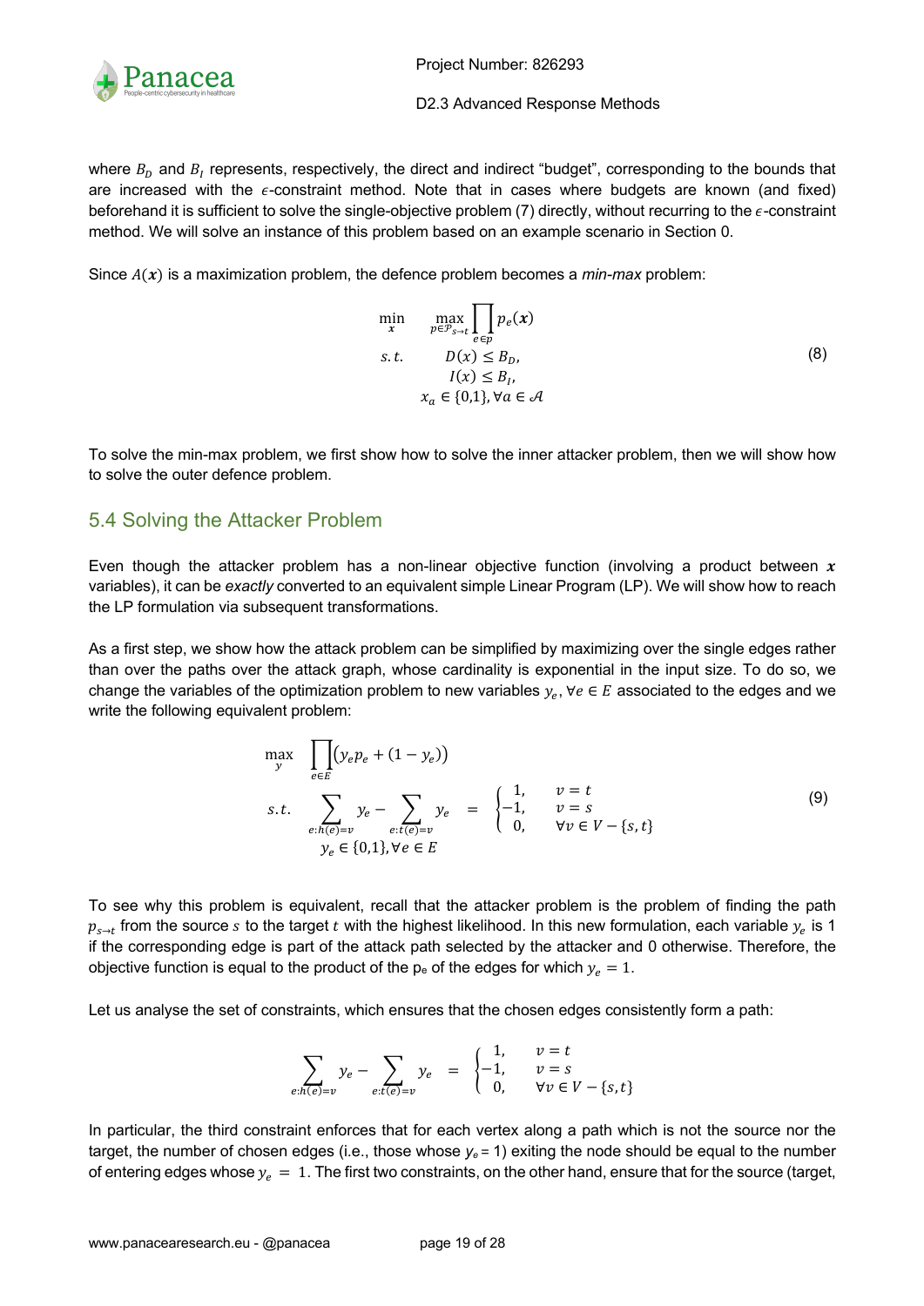where $B_D$ and $B_I$ represents, respectively, the direct and indirect "budget", corresponding to the bounds that are increased with the $\epsilon$-constraint method. Note that in cases where budgets are known (and fixed) beforehand it is sufficient to solve the single-objective problem (7) directly, without recurring to the $\epsilon$-constraint method. We will solve an instance of this problem based on an example scenario in Section 0.

Since $A(\boldsymbol{x})$ is a maximization problem, the defence problem becomes a *min-max* problem:

$$
\begin{aligned}
\min_{\boldsymbol{x}} \quad & \max_{p \in \mathcal{P}_{s \to t}} \prod_{e \in p} p_e(\boldsymbol{x}) \\
s.t. \quad & D(x) \leq B_D, \\
& I(x) \leq B_I, \\
& x_a \in \{0,1\}, \forall a \in \mathcal{A}
\end{aligned}
\tag{8}
$$

To solve the min-max problem, we first show how to solve the inner attacker problem, then we will show how to solve the outer defence problem.

## 5.4 Solving the Attacker Problem

Even though the attacker problem has a non-linear objective function (involving a product between $\boldsymbol{x}$ variables), it can be *exactly* converted to an equivalent simple Linear Program (LP). We will show how to reach the LP formulation via subsequent transformations.

As a first step, we show how the attack problem can be simplified by maximizing over the single edges rather than over the paths over the attack graph, whose cardinality is exponential in the input size. To do so, we change the variables of the optimization problem to new variables $y_e, \forall e \in E$ associated to the edges and we write the following equivalent problem:

$$
\begin{aligned}
\max_{y} \quad & \prod_{e \in E} \big( y_e p_e + (1 - y_e) \big) \\
s.t. \quad & \sum_{e: h(e) = v} y_e - \sum_{e: t(e) = v} y_e = \begin{cases} 1, & v = t \\ -1, & v = s \\ 0, & \forall v \in V - \{s, t\} \end{cases} \\
& y_e \in \{0,1\}, \forall e \in E
\end{aligned}
\tag{9}
$$

To see why this problem is equivalent, recall that the attacker problem is the problem of finding the path $p_{s \to t}$ from the source $s$ to the target $t$ with the highest likelihood. In this new formulation, each variable $y_e$ is 1 if the corresponding edge is part of the attack path selected by the attacker and 0 otherwise. Therefore, the objective function is equal to the product of the $p_e$ of the edges for which $y_e = 1$.

Let us analyse the set of constraints, which ensures that the chosen edges consistently form a path:

$$
\sum_{e: h(e) = v} y_e - \sum_{e: t(e) = v} y_e = \begin{cases} 1, & v = t \\ -1, & v = s \\ 0, & \forall v \in V - \{s, t\} \end{cases}
$$

In particular, the third constraint enforces that for each vertex along a path which is not the source nor the target, the number of chosen edges (i.e., those whose $y_e = 1$) exiting the node should be equal to the number of entering edges whose $y_e = 1$. The first two constraints, on the other hand, ensure that for the source (target,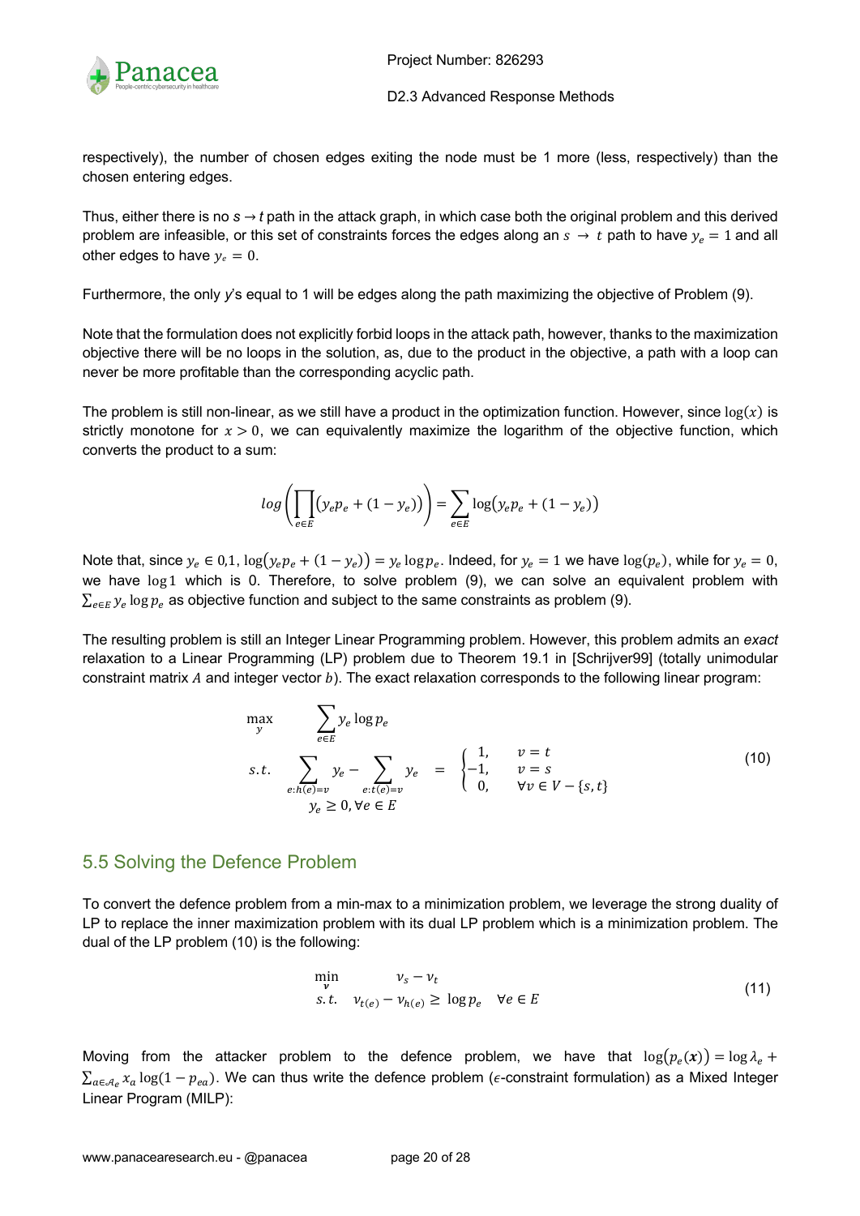respectively), the number of chosen edges exiting the node must be 1 more (less, respectively) than the chosen entering edges.

Thus, either there is no $s \rightarrow t$ path in the attack graph, in which case both the original problem and this derived problem are infeasible, or this set of constraints forces the edges along an $s \rightarrow t$ path to have $y_e = 1$ and all other edges to have $y_e = 0$.

Furthermore, the only *y*'s equal to 1 will be edges along the path maximizing the objective of Problem (9).

Note that the formulation does not explicitly forbid loops in the attack path, however, thanks to the maximization objective there will be no loops in the solution, as, due to the product in the objective, a path with a loop can never be more profitable than the corresponding acyclic path.

The problem is still non-linear, as we still have a product in the optimization function. However, since $\log(x)$ is strictly monotone for $x > 0$, we can equivalently maximize the logarithm of the objective function, which converts the product to a sum:

$$log\left(\prod_{e \in E}\left(y_e p_e + (1 - y_e)\right)\right) = \sum_{e \in E} \log\left(y_e p_e + (1 - y_e)\right)$$

Note that, since $y_e \in 0{,}1$, $\log\left(y_e p_e + (1 - y_e)\right) = y_e \log p_e$. Indeed, for $y_e = 1$ we have $\log(p_e)$, while for $y_e = 0$, we have $\log 1$ which is 0. Therefore, to solve problem (9), we can solve an equivalent problem with $\sum_{e \in E} y_e \log p_e$ as objective function and subject to the same constraints as problem (9).

The resulting problem is still an Integer Linear Programming problem. However, this problem admits an *exact* relaxation to a Linear Programming (LP) problem due to Theorem 19.1 in [Schrijver99] (totally unimodular constraint matrix $A$ and integer vector $b$). The exact relaxation corresponds to the following linear program:

$$\begin{aligned} \max_{y} \quad & \sum_{e \in E} y_e \log p_e \\ s.t. \quad & \sum_{e: h(e) = v} y_e - \sum_{e: t(e) = v} y_e = \begin{cases} 1, & v = t \\ -1, & v = s \\ 0, & \forall v \in V - \{s, t\} \end{cases} \\ & y_e \geq 0, \forall e \in E \end{aligned} \tag{10}$$

## 5.5 Solving the Defence Problem

To convert the defence problem from a min-max to a minimization problem, we leverage the strong duality of LP to replace the inner maximization problem with its dual LP problem which is a minimization problem. The dual of the LP problem (10) is the following:

$$\begin{aligned} \min_{v} \quad & v_s - v_t \\ s.t. \quad & v_{t(e)} - v_{h(e)} \geq \log p_e \quad \forall e \in E \end{aligned} \tag{11}$$

Moving from the attacker problem to the defence problem, we have that $\log\left(p_e(\boldsymbol{x})\right) = \log \lambda_e + \sum_{a \in \mathcal{A}_e} x_a \log(1 - p_{ea})$. We can thus write the defence problem ($\epsilon$-constraint formulation) as a Mixed Integer Linear Program (MILP):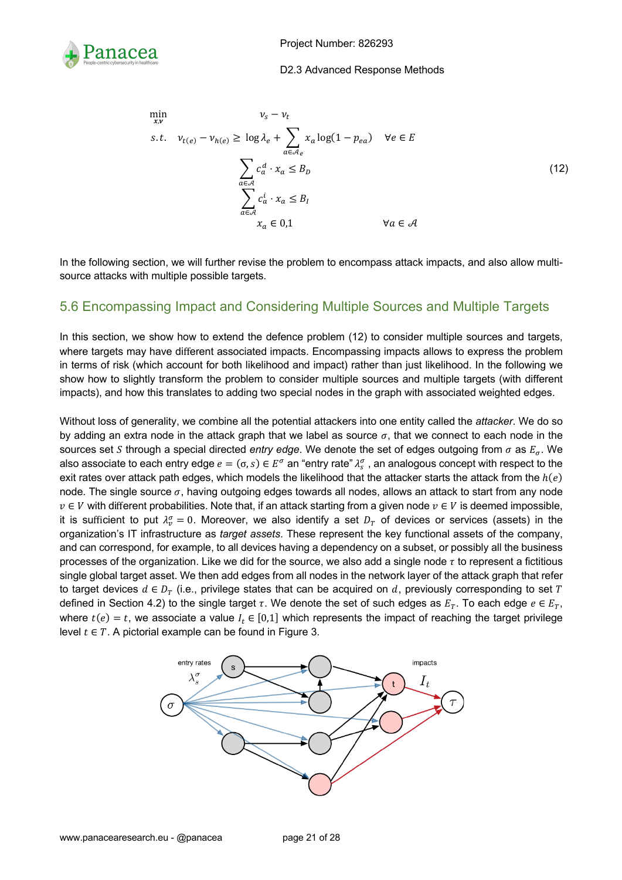$$
\begin{aligned}
\min_{x,v} \quad & v_s - v_t \\
s.t. \quad & v_{t(e)} - v_{h(e)} \geq \log \lambda_e + \sum_{a \in \mathcal{A}_e} x_a \log(1 - p_{ea}) \quad && \forall e \in E \\
& \sum_{a \in \mathcal{A}} c_a^d \cdot x_a \leq B_D \\
& \sum_{a \in \mathcal{A}} c_a^i \cdot x_a \leq B_I \\
& x_a \in 0{,}1 && \forall a \in \mathcal{A}
\end{aligned} \tag{12}
$$

In the following section, we will further revise the problem to encompass attack impacts, and also allow multi-source attacks with multiple possible targets.

## 5.6 Encompassing Impact and Considering Multiple Sources and Multiple Targets

In this section, we show how to extend the defence problem (12) to consider multiple sources and targets, where targets may have different associated impacts. Encompassing impacts allows to express the problem in terms of risk (which account for both likelihood and impact) rather than just likelihood. In the following we show how to slightly transform the problem to consider multiple sources and multiple targets (with different impacts), and how this translates to adding two special nodes in the graph with associated weighted edges.

Without loss of generality, we combine all the potential attackers into one entity called the *attacker*. We do so by adding an extra node in the attack graph that we label as source $\sigma$, that we connect to each node in the sources set $S$ through a special directed *entry edge*. We denote the set of edges outgoing from $\sigma$ as $E_\sigma$. We also associate to each entry edge $e = (\sigma, s) \in E^\sigma$ an "entry rate" $\lambda_s^\sigma$, an analogous concept with respect to the exit rates over attack path edges, which models the likelihood that the attacker starts the attack from the $h(e)$ node. The single source $\sigma$, having outgoing edges towards all nodes, allows an attack to start from any node $v \in V$ with different probabilities. Note that, if an attack starting from a given node $v \in V$ is deemed impossible, it is sufficient to put $\lambda_v^\sigma = 0$. Moreover, we also identify a set $D_T$ of devices or services (assets) in the organization's IT infrastructure as *target assets*. These represent the key functional assets of the company, and can correspond, for example, to all devices having a dependency on a subset, or possibly all the business processes of the organization. Like we did for the source, we also add a single node $\tau$ to represent a fictitious single global target asset. We then add edges from all nodes in the network layer of the attack graph that refer to target devices $d \in D_T$ (i.e., privilege states that can be acquired on $d$, previously corresponding to set $T$ defined in Section 4.2) to the single target $\tau$. We denote the set of such edges as $E_T$. To each edge $e \in E_T$, where $t(e) = t$, we associate a value $I_t \in [0,1]$ which represents the impact of reaching the target privilege level $t \in T$. A pictorial example can be found in Figure 3.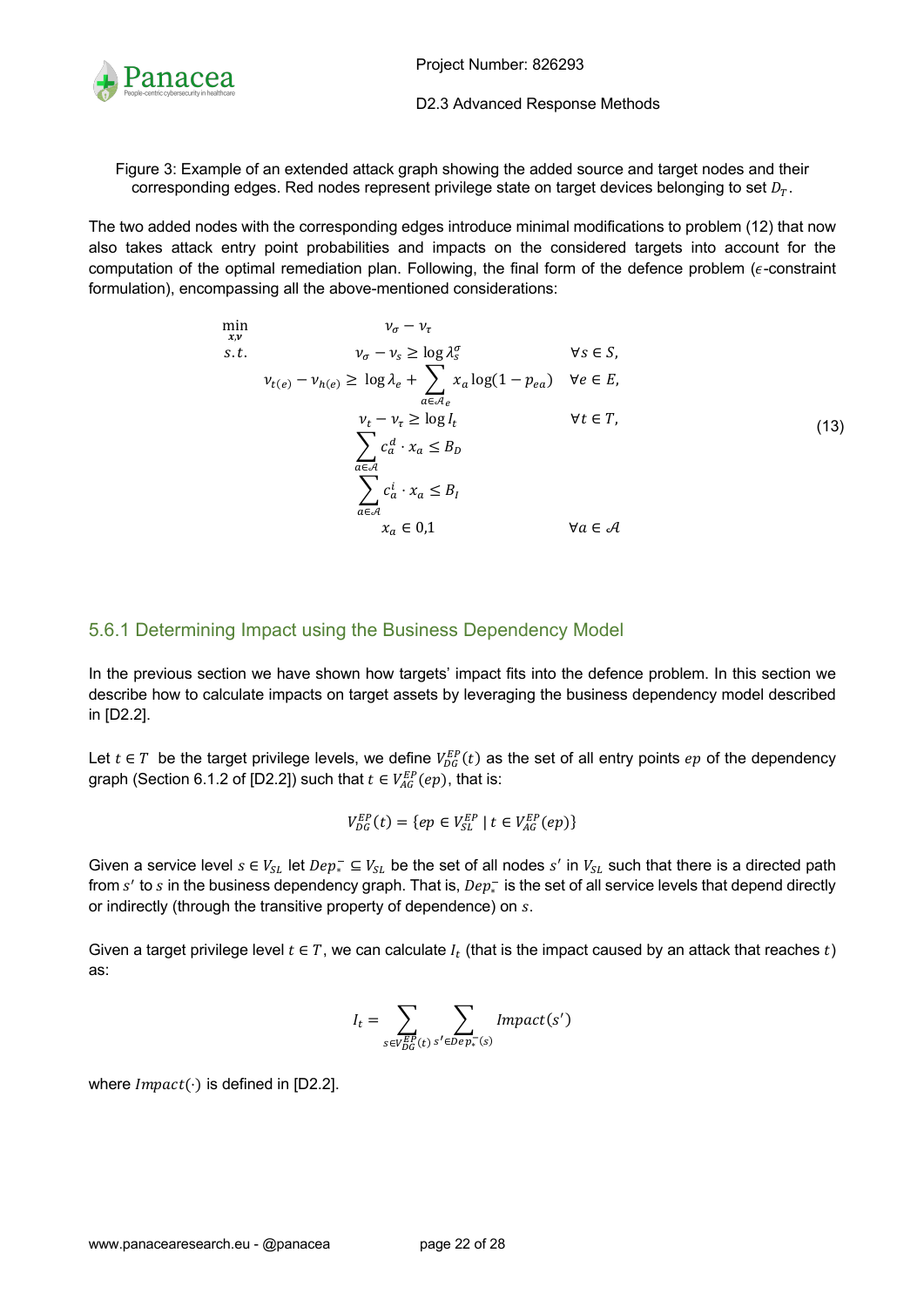Figure 3: Example of an extended attack graph showing the added source and target nodes and their corresponding edges. Red nodes represent privilege state on target devices belonging to set $D_T$.

The two added nodes with the corresponding edges introduce minimal modifications to problem (12) that now also takes attack entry point probabilities and impacts on the considered targets into account for the computation of the optimal remediation plan. Following, the final form of the defence problem ($\epsilon$-constraint formulation), encompassing all the above-mentioned considerations:

$$
\begin{aligned}
\min_{x,v} \quad & v_\sigma - v_\tau & \\
s.t. \quad & v_\sigma - v_s \geq \log \lambda_s^\sigma & \forall s \in S, \\
& v_{t(e)} - v_{h(e)} \geq \log \lambda_e + \sum_{a \in \mathcal{A}_e} x_a \log(1 - p_{ea}) & \forall e \in E, \\
& v_t - v_\tau \geq \log I_t & \forall t \in T, \\
& \sum_{a \in \mathcal{A}} c_a^d \cdot x_a \leq B_D & \\
& \sum_{a \in \mathcal{A}} c_a^i \cdot x_a \leq B_I & \\
& x_a \in 0{,}1 & \forall a \in \mathcal{A}
\end{aligned}
\tag{13}
$$

### 5.6.1 Determining Impact using the Business Dependency Model

In the previous section we have shown how targets' impact fits into the defence problem. In this section we describe how to calculate impacts on target assets by leveraging the business dependency model described in [D2.2].

Let $t \in T$ be the target privilege levels, we define $V_{DG}^{EP}(t)$ as the set of all entry points $ep$ of the dependency graph (Section 6.1.2 of [D2.2]) such that $t \in V_{AG}^{EP}(ep)$, that is:

$$
V_{DG}^{EP}(t) = \{ep \in V_{SL}^{EP} \mid t \in V_{AG}^{EP}(ep)\}
$$

Given a service level $s \in V_{SL}$ let $Dep_*^- \subseteq V_{SL}$ be the set of all nodes $s'$ in $V_{SL}$ such that there is a directed path from $s'$ to $s$ in the business dependency graph. That is, $Dep_*^-$ is the set of all service levels that depend directly or indirectly (through the transitive property of dependence) on $s$.

Given a target privilege level $t \in T$, we can calculate $I_t$ (that is the impact caused by an attack that reaches $t$) as:

$$
I_t = \sum_{s \in V_{DG}^{EP}(t)} \sum_{s' \in Dep_*^-(s)} Impact(s')
$$

where $Impact(\cdot)$ is defined in [D2.2].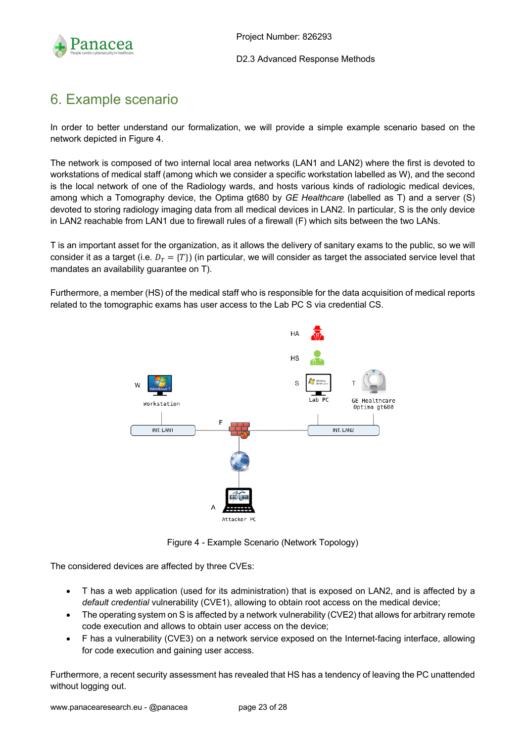# 6. Example scenario

In order to better understand our formalization, we will provide a simple example scenario based on the network depicted in Figure 4.

The network is composed of two internal local area networks (LAN1 and LAN2) where the first is devoted to workstations of medical staff (among which we consider a specific workstation labelled as W), and the second is the local network of one of the Radiology wards, and hosts various kinds of radiologic medical devices, among which a Tomography device, the Optima gt680 by *GE Healthcare* (labelled as T) and a server (S) devoted to storing radiology imaging data from all medical devices in LAN2. In particular, S is the only device in LAN2 reachable from LAN1 due to firewall rules of a firewall (F) which sits between the two LANs.

T is an important asset for the organization, as it allows the delivery of sanitary exams to the public, so we will consider it as a target (i.e. $D_T = \{T\}$) (in particular, we will consider as target the associated service level that mandates an availability guarantee on T).

Furthermore, a member (HS) of the medical staff who is responsible for the data acquisition of medical reports related to the tomographic exams has user access to the Lab PC S via credential CS.

Figure 4 - Example Scenario (Network Topology)

The considered devices are affected by three CVEs:

- T has a web application (used for its administration) that is exposed on LAN2, and is affected by a *default credential* vulnerability (CVE1), allowing to obtain root access on the medical device;
- The operating system on S is affected by a network vulnerability (CVE2) that allows for arbitrary remote code execution and allows to obtain user access on the device;
- F has a vulnerability (CVE3) on a network service exposed on the Internet-facing interface, allowing for code execution and gaining user access.

Furthermore, a recent security assessment has revealed that HS has a tendency of leaving the PC unattended without logging out.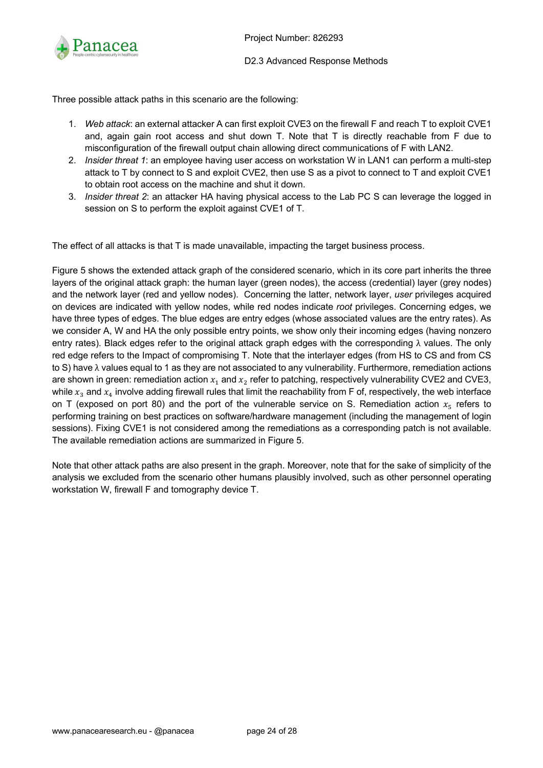Three possible attack paths in this scenario are the following:

1. *Web attack*: an external attacker A can first exploit CVE3 on the firewall F and reach T to exploit CVE1 and, again gain root access and shut down T. Note that T is directly reachable from F due to misconfiguration of the firewall output chain allowing direct communications of F with LAN2.
2. *Insider threat 1*: an employee having user access on workstation W in LAN1 can perform a multi-step attack to T by connect to S and exploit CVE2, then use S as a pivot to connect to T and exploit CVE1 to obtain root access on the machine and shut it down.
3. *Insider threat 2*: an attacker HA having physical access to the Lab PC S can leverage the logged in session on S to perform the exploit against CVE1 of T.

The effect of all attacks is that T is made unavailable, impacting the target business process.

Figure 5 shows the extended attack graph of the considered scenario, which in its core part inherits the three layers of the original attack graph: the human layer (green nodes), the access (credential) layer (grey nodes) and the network layer (red and yellow nodes). Concerning the latter, network layer, *user* privileges acquired on devices are indicated with yellow nodes, while red nodes indicate *root* privileges. Concerning edges, we have three types of edges. The blue edges are entry edges (whose associated values are the entry rates). As we consider A, W and HA the only possible entry points, we show only their incoming edges (having nonzero entry rates). Black edges refer to the original attack graph edges with the corresponding $\lambda$ values. The only red edge refers to the Impact of compromising T. Note that the interlayer edges (from HS to CS and from CS to S) have $\lambda$ values equal to 1 as they are not associated to any vulnerability. Furthermore, remediation actions are shown in green: remediation action $x_1$ and $x_2$ refer to patching, respectively vulnerability CVE2 and CVE3, while $x_3$ and $x_4$ involve adding firewall rules that limit the reachability from F of, respectively, the web interface on T (exposed on port 80) and the port of the vulnerable service on S. Remediation action $x_5$ refers to performing training on best practices on software/hardware management (including the management of login sessions). Fixing CVE1 is not considered among the remediations as a corresponding patch is not available. The available remediation actions are summarized in Figure 5.

Note that other attack paths are also present in the graph. Moreover, note that for the sake of simplicity of the analysis we excluded from the scenario other humans plausibly involved, such as other personnel operating workstation W, firewall F and tomography device T.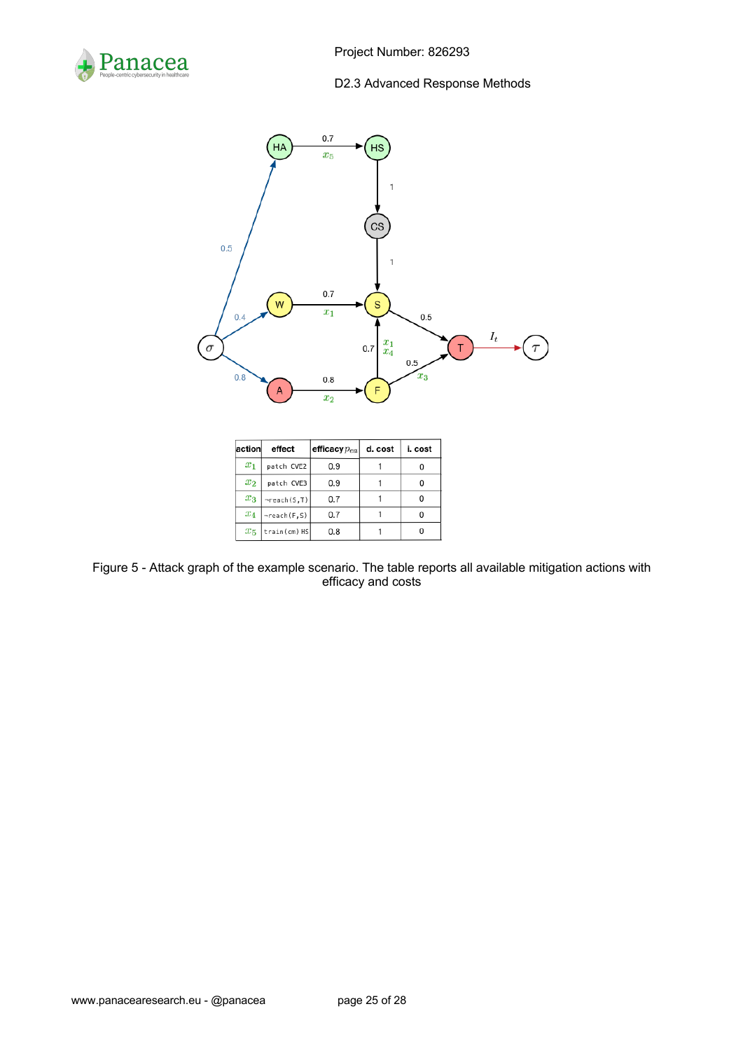| action | effect | efficacy $p_{ea}$ | d. cost | i. cost |
| --- | --- | --- | --- | --- |
| $x_1$ | patch CVE2 | 0.9 | 1 | 0 |
| $x_2$ | patch CVE3 | 0.9 | 1 | 0 |
| $x_3$ | ¬reach(S,T) | 0.7 | 1 | 0 |
| $x_4$ | ¬reach(F,S) | 0.7 | 1 | 0 |
| $x_5$ | train(cm) HS | 0.8 | 1 | 0 |

Figure 5 - Attack graph of the example scenario. The table reports all available mitigation actions with efficacy and costs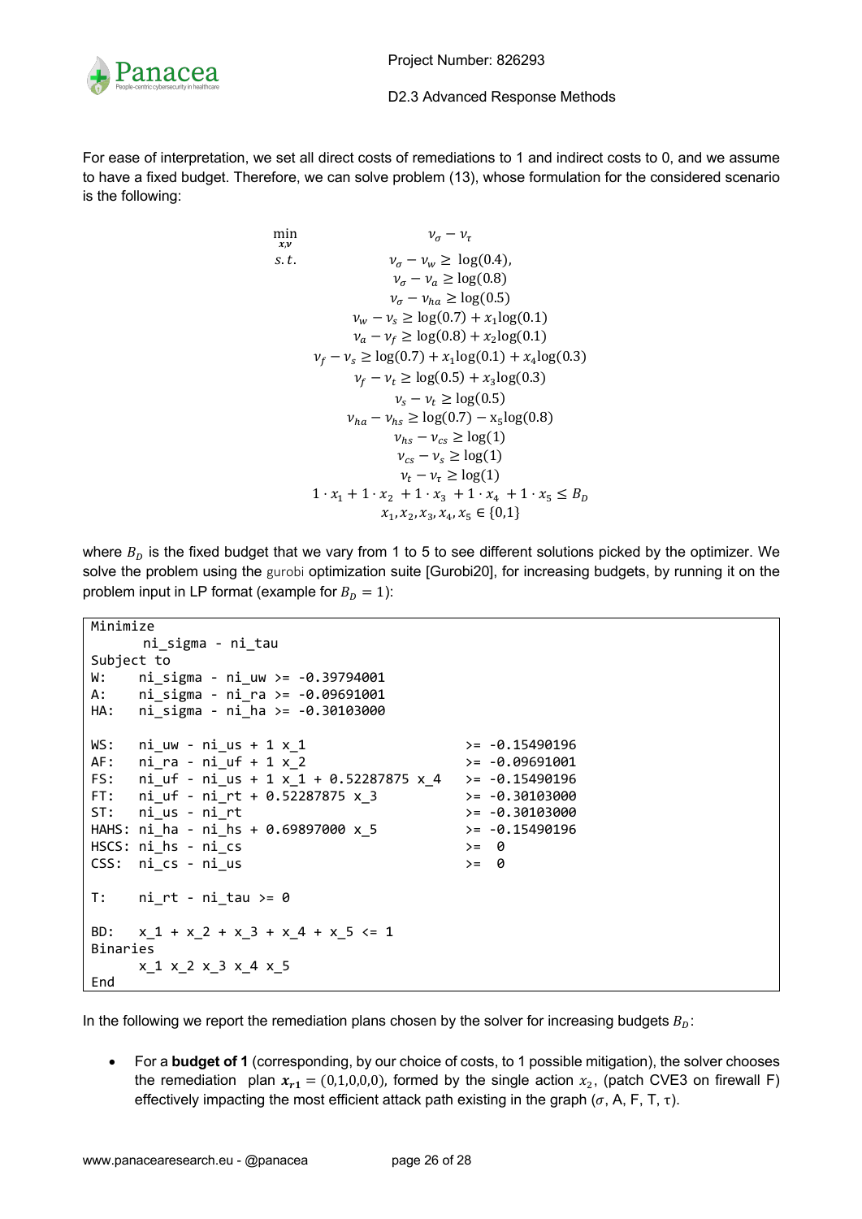For ease of interpretation, we set all direct costs of remediations to 1 and indirect costs to 0, and we assume to have a fixed budget. Therefore, we can solve problem (13), whose formulation for the considered scenario is the following:

$$
\begin{aligned}
\min_{x,\nu} \quad & \nu_\sigma - \nu_\tau \\
s.t. \quad & \nu_\sigma - \nu_w \geq \log(0.4), \\
& \nu_\sigma - \nu_a \geq \log(0.8) \\
& \nu_\sigma - \nu_{ha} \geq \log(0.5) \\
& \nu_w - \nu_s \geq \log(0.7) + x_1 \log(0.1) \\
& \nu_a - \nu_f \geq \log(0.8) + x_2 \log(0.1) \\
& \nu_f - \nu_s \geq \log(0.7) + x_1 \log(0.1) + x_4 \log(0.3) \\
& \nu_f - \nu_t \geq \log(0.5) + x_3 \log(0.3) \\
& \nu_s - \nu_t \geq \log(0.5) \\
& \nu_{ha} - \nu_{hs} \geq \log(0.7) - x_5 \log(0.8) \\
& \nu_{hs} - \nu_{cs} \geq \log(1) \\
& \nu_{cs} - \nu_s \geq \log(1) \\
& \nu_t - \nu_\tau \geq \log(1) \\
& 1 \cdot x_1 + 1 \cdot x_2 + 1 \cdot x_3 + 1 \cdot x_4 + 1 \cdot x_5 \leq B_D \\
& x_1, x_2, x_3, x_4, x_5 \in \{0,1\}
\end{aligned}
$$

where $B_D$ is the fixed budget that we vary from 1 to 5 to see different solutions picked by the optimizer. We solve the problem using the gurobi optimization suite [Gurobi20], for increasing budgets, by running it on the problem input in LP format (example for $B_D = 1$):

```
Minimize
      ni_sigma - ni_tau
Subject to
W:    ni_sigma - ni_uw >= -0.39794001
A:    ni_sigma - ni_ra >= -0.09691001
HA:   ni_sigma - ni_ha >= -0.30103000

WS:   ni_uw - ni_us + 1 x_1                   >= -0.15490196
AF:   ni_ra - ni_uf + 1 x_2                   >= -0.09691001
FS:   ni_uf - ni_us + 1 x_1 + 0.52287875 x_4  >= -0.15490196
FT:   ni_uf - ni_rt + 0.52287875 x_3          >= -0.30103000
ST:   ni_us - ni_rt                           >= -0.30103000
HAHS: ni_ha - ni_hs + 0.69897000 x_5          >= -0.15490196
HSCS: ni_hs - ni_cs                           >=  0
CSS:  ni_cs - ni_us                           >=  0

T:    ni_rt - ni_tau >= 0

BD:   x_1 + x_2 + x_3 + x_4 + x_5 <= 1
Binaries
      x_1 x_2 x_3 x_4 x_5
End
```

In the following we report the remediation plans chosen by the solver for increasing budgets $B_D$:

- For a **budget of 1** (corresponding, by our choice of costs, to 1 possible mitigation), the solver chooses the remediation plan $\boldsymbol{x_{r1}} = (0,1,0,0,0)$, formed by the single action $x_2$, (patch CVE3 on firewall F) effectively impacting the most efficient attack path existing in the graph ($\sigma$, A, F, T, $\tau$).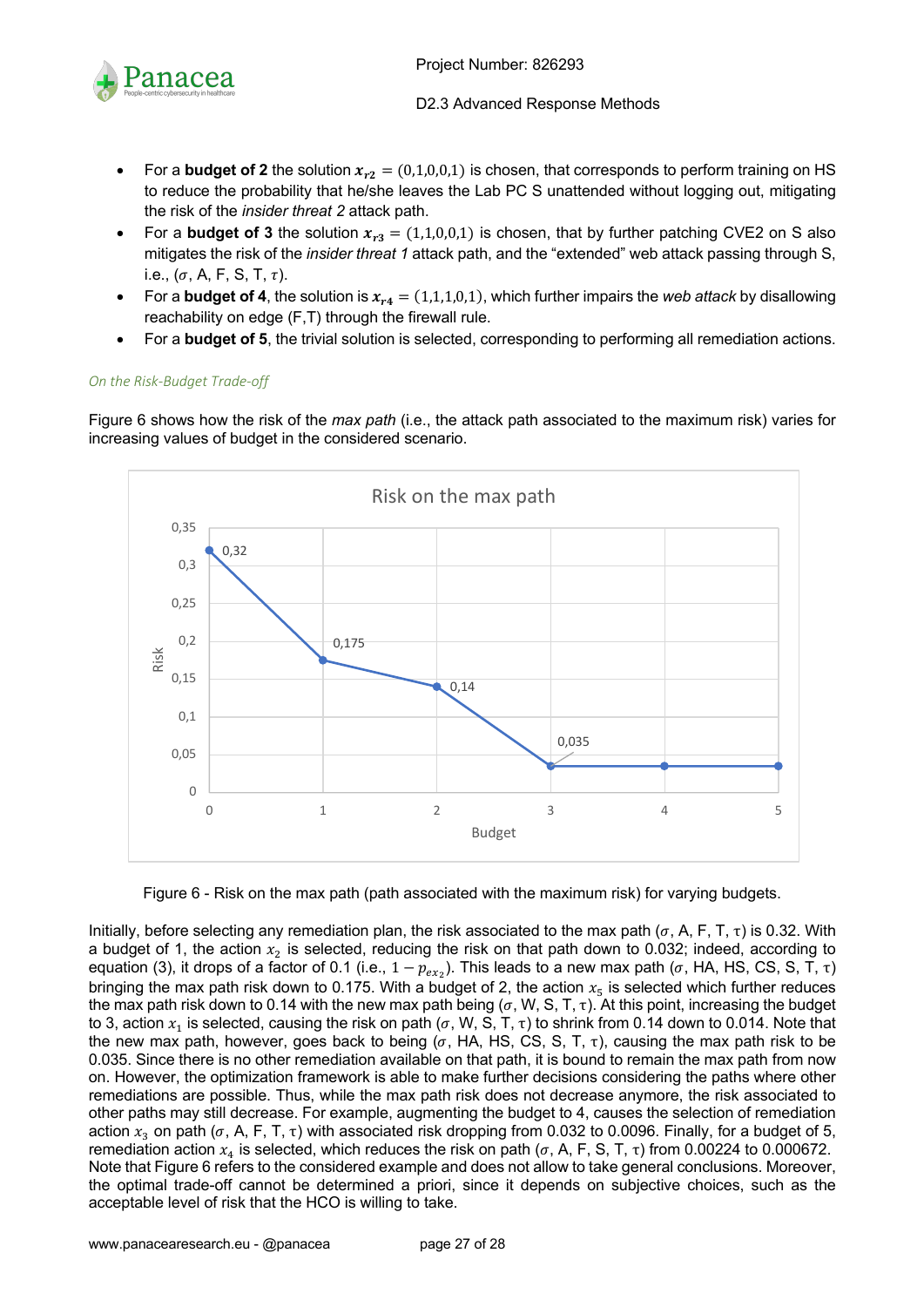- For a **budget of 2** the solution $\boldsymbol{x}_{r2} = (0,1,0,0,1)$ is chosen, that corresponds to perform training on HS to reduce the probability that he/she leaves the Lab PC S unattended without logging out, mitigating the risk of the *insider threat 2* attack path.
- For a **budget of 3** the solution $\boldsymbol{x}_{r3} = (1,1,0,0,1)$ is chosen, that by further patching CVE2 on S also mitigates the risk of the *insider threat 1* attack path, and the "extended" web attack passing through S, i.e., ($\sigma$, A, F, S, T, $\tau$).
- For a **budget of 4**, the solution is $\boldsymbol{x}_{r4} = (1,1,1,0,1)$, which further impairs the *web attack* by disallowing reachability on edge (F,T) through the firewall rule.
- For a **budget of 5**, the trivial solution is selected, corresponding to performing all remediation actions.

*On the Risk-Budget Trade-off*

Figure 6 shows how the risk of the *max path* (i.e., the attack path associated to the maximum risk) varies for increasing values of budget in the considered scenario.

Figure 6 - Risk on the max path (path associated with the maximum risk) for varying budgets.

Initially, before selecting any remediation plan, the risk associated to the max path ($\sigma$, A, F, T, $\tau$) is 0.32. With a budget of 1, the action $x_2$ is selected, reducing the risk on that path down to 0.032; indeed, according to equation (3), it drops of a factor of 0.1 (i.e., $1 - p_{ex_2}$). This leads to a new max path ($\sigma$, HA, HS, CS, S, T, $\tau$) bringing the max path risk down to 0.175. With a budget of 2, the action $x_5$ is selected which further reduces the max path risk down to 0.14 with the new max path being ($\sigma$, W, S, T, $\tau$). At this point, increasing the budget to 3, action $x_1$ is selected, causing the risk on path ($\sigma$, W, S, T, $\tau$) to shrink from 0.14 down to 0.014. Note that the new max path, however, goes back to being ($\sigma$, HA, HS, CS, S, T, $\tau$), causing the max path risk to be 0.035. Since there is no other remediation available on that path, it is bound to remain the max path from now on. However, the optimization framework is able to make further decisions considering the paths where other remediations are possible. Thus, while the max path risk does not decrease anymore, the risk associated to other paths may still decrease. For example, augmenting the budget to 4, causes the selection of remediation action $x_3$ on path ($\sigma$, A, F, T, $\tau$) with associated risk dropping from 0.032 to 0.0096. Finally, for a budget of 5, remediation action $x_4$ is selected, which reduces the risk on path ($\sigma$, A, F, S, T, $\tau$) from 0.00224 to 0.000672. Note that Figure 6 refers to the considered example and does not allow to take general conclusions. Moreover, the optimal trade-off cannot be determined a priori, since it depends on subjective choices, such as the acceptable level of risk that the HCO is willing to take.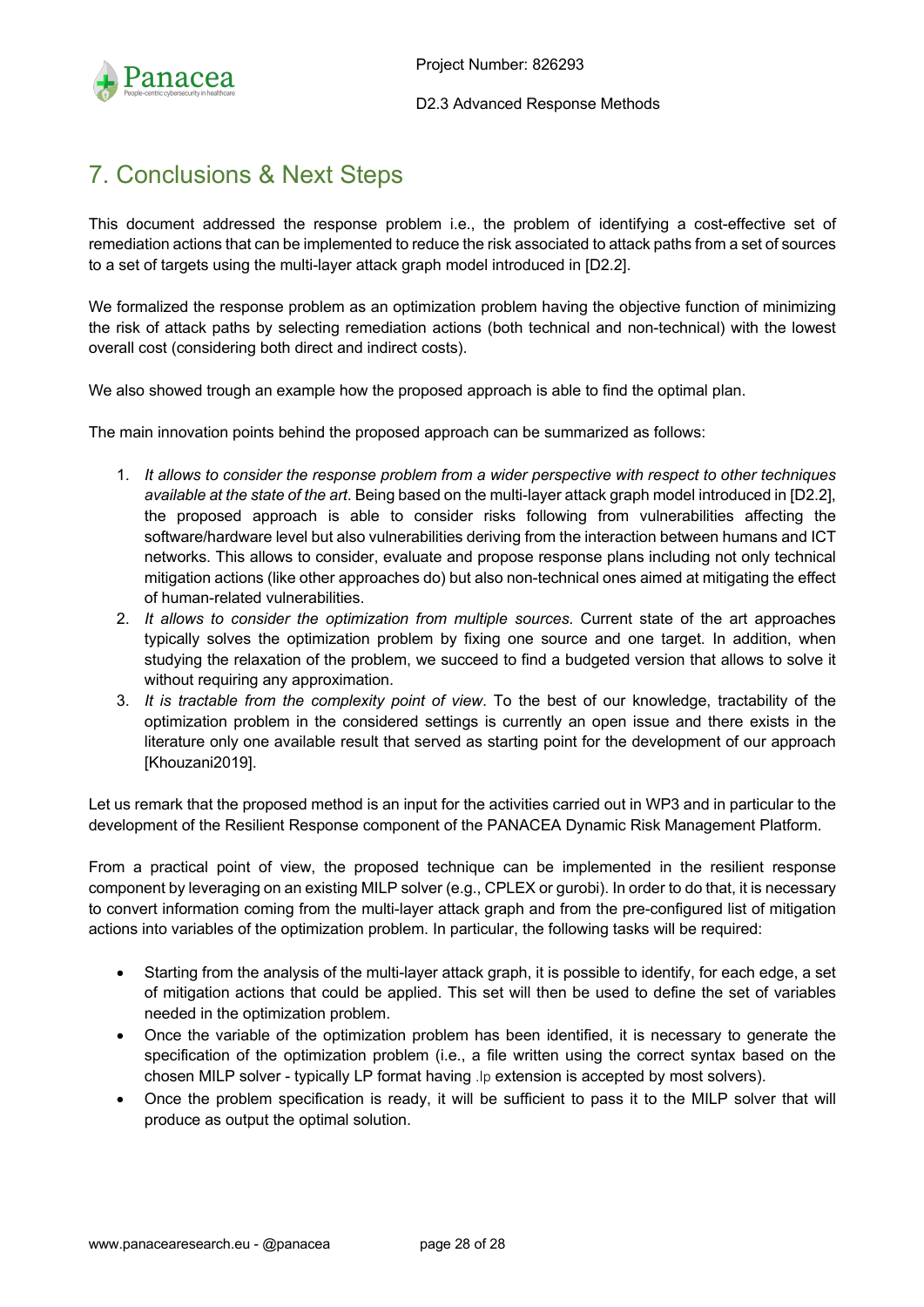# 7. Conclusions & Next Steps

This document addressed the response problem i.e., the problem of identifying a cost-effective set of remediation actions that can be implemented to reduce the risk associated to attack paths from a set of sources to a set of targets using the multi-layer attack graph model introduced in [D2.2].

We formalized the response problem as an optimization problem having the objective function of minimizing the risk of attack paths by selecting remediation actions (both technical and non-technical) with the lowest overall cost (considering both direct and indirect costs).

We also showed trough an example how the proposed approach is able to find the optimal plan.

The main innovation points behind the proposed approach can be summarized as follows:

1. *It allows to consider the response problem from a wider perspective with respect to other techniques available at the state of the art*. Being based on the multi-layer attack graph model introduced in [D2.2], the proposed approach is able to consider risks following from vulnerabilities affecting the software/hardware level but also vulnerabilities deriving from the interaction between humans and ICT networks. This allows to consider, evaluate and propose response plans including not only technical mitigation actions (like other approaches do) but also non-technical ones aimed at mitigating the effect of human-related vulnerabilities.
2. *It allows to consider the optimization from multiple sources*. Current state of the art approaches typically solves the optimization problem by fixing one source and one target. In addition, when studying the relaxation of the problem, we succeed to find a budgeted version that allows to solve it without requiring any approximation.
3. *It is tractable from the complexity point of view*. To the best of our knowledge, tractability of the optimization problem in the considered settings is currently an open issue and there exists in the literature only one available result that served as starting point for the development of our approach [Khouzani2019].

Let us remark that the proposed method is an input for the activities carried out in WP3 and in particular to the development of the Resilient Response component of the PANACEA Dynamic Risk Management Platform.

From a practical point of view, the proposed technique can be implemented in the resilient response component by leveraging on an existing MILP solver (e.g., CPLEX or gurobi). In order to do that, it is necessary to convert information coming from the multi-layer attack graph and from the pre-configured list of mitigation actions into variables of the optimization problem. In particular, the following tasks will be required:

- Starting from the analysis of the multi-layer attack graph, it is possible to identify, for each edge, a set of mitigation actions that could be applied. This set will then be used to define the set of variables needed in the optimization problem.
- Once the variable of the optimization problem has been identified, it is necessary to generate the specification of the optimization problem (i.e., a file written using the correct syntax based on the chosen MILP solver - typically LP format having .lp extension is accepted by most solvers).
- Once the problem specification is ready, it will be sufficient to pass it to the MILP solver that will produce as output the optimal solution.